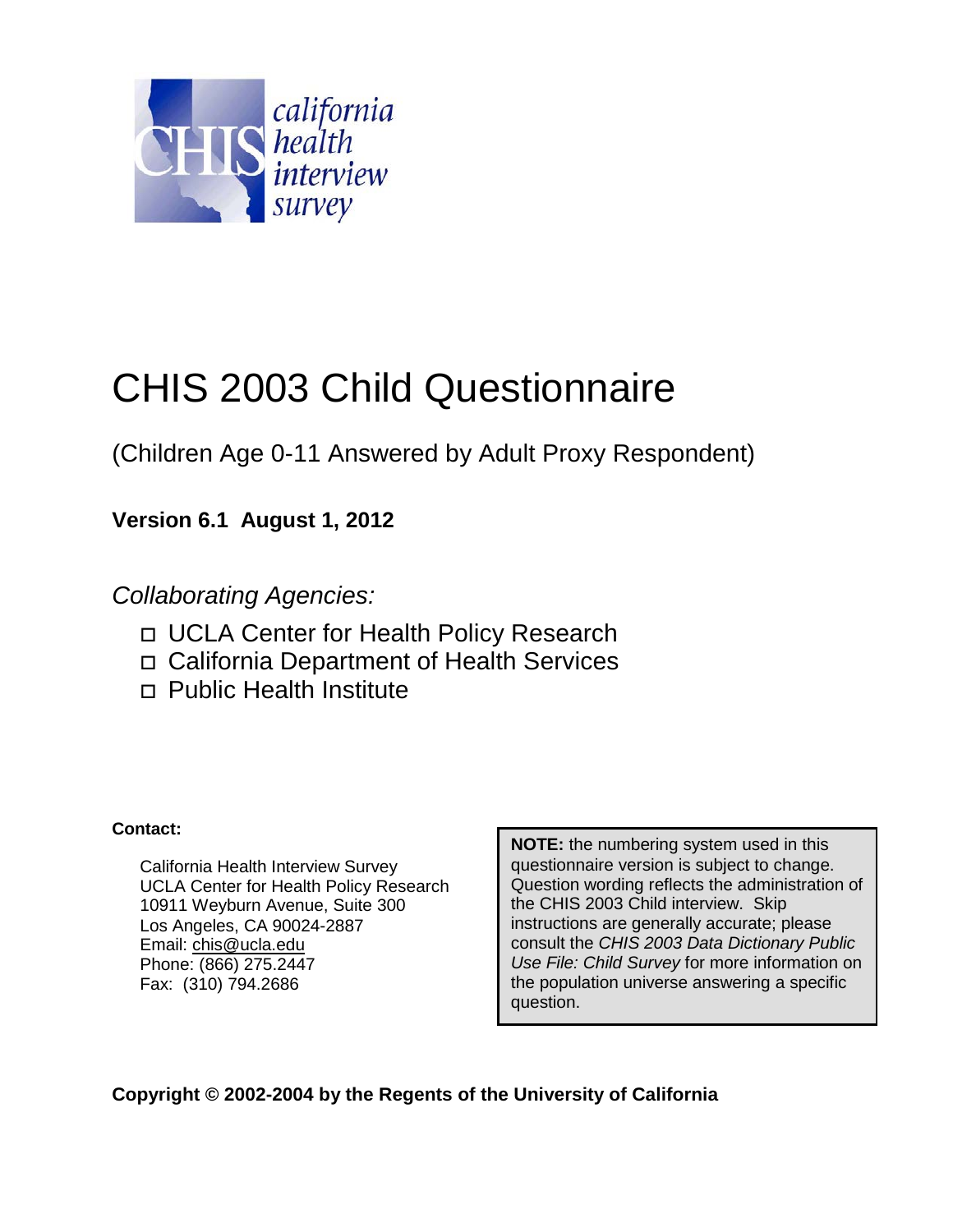california health interview survey

# CHIS 2003 Child Questionnaire

(Children Age 0-11 Answered by Adult Proxy Respondent)

**Version 6.1 August 1, 2012**

*Collaborating Agencies:*

- UCLA Center for Health Policy Research
- California Department of Health Services
- Public Health Institute

**Contact:**

California Health Interview Survey
UCLA Center for Health Policy Research
10911 Weyburn Avenue, Suite 300
Los Angeles, CA 90024-2887
Email: chis@ucla.edu
Phone: (866) 275.2447
Fax: (310) 794.2686

**NOTE:** the numbering system used in this questionnaire version is subject to change. Question wording reflects the administration of the CHIS 2003 Child interview. Skip instructions are generally accurate; please consult the *CHIS 2003 Data Dictionary Public Use File: Child Survey* for more information on the population universe answering a specific question.

**Copyright © 2002-2004 by the Regents of the University of California**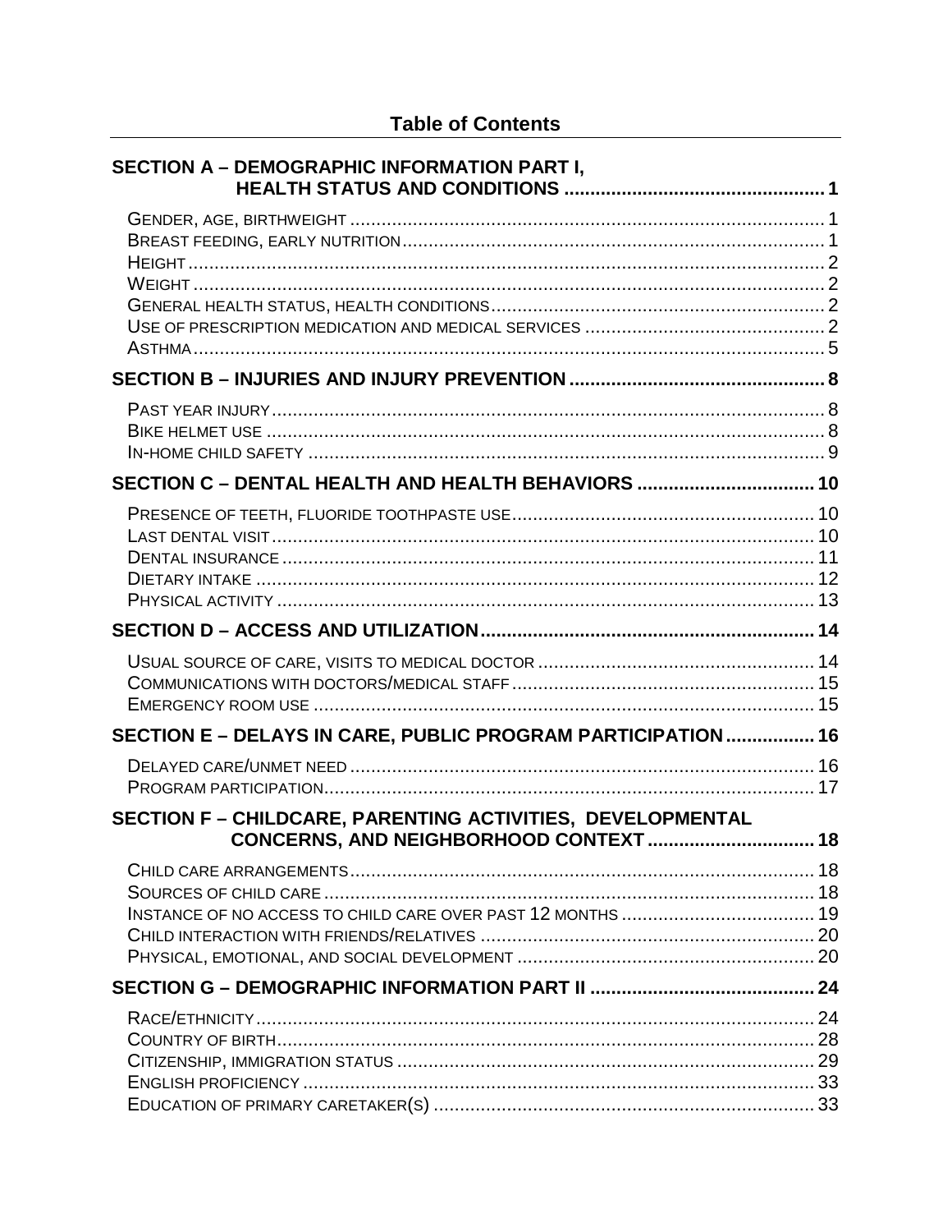## Table of Contents

**SECTION A – DEMOGRAPHIC INFORMATION PART I, HEALTH STATUS AND CONDITIONS** .......... 1

- Gender, age, birthweight .......... 1
- Breast feeding, early nutrition .......... 1
- Height .......... 2
- Weight .......... 2
- General health status, health conditions .......... 2
- Use of prescription medication and medical services .......... 2
- Asthma .......... 5

**SECTION B – INJURIES AND INJURY PREVENTION** .......... 8

- Past year injury .......... 8
- Bike helmet use .......... 8
- In-home child safety .......... 9

**SECTION C – DENTAL HEALTH AND HEALTH BEHAVIORS** .......... 10

- Presence of teeth, fluoride toothpaste use .......... 10
- Last dental visit .......... 10
- Dental insurance .......... 11
- Dietary intake .......... 12
- Physical activity .......... 13

**SECTION D – ACCESS AND UTILIZATION** .......... 14

- Usual source of care, visits to medical doctor .......... 14
- Communications with doctors/medical staff .......... 15
- Emergency room use .......... 15

**SECTION E – DELAYS IN CARE, PUBLIC PROGRAM PARTICIPATION** .......... 16

- Delayed care/unmet need .......... 16
- Program participation .......... 17

**SECTION F – CHILDCARE, PARENTING ACTIVITIES, DEVELOPMENTAL CONCERNS, AND NEIGHBORHOOD CONTEXT** .......... 18

- Child care arrangements .......... 18
- Sources of child care .......... 18
- Instance of no access to child care over past 12 months .......... 19
- Child interaction with friends/relatives .......... 20
- Physical, emotional, and social development .......... 20

**SECTION G – DEMOGRAPHIC INFORMATION PART II** .......... 24

- Race/ethnicity .......... 24
- Country of birth .......... 28
- Citizenship, immigration status .......... 29
- English proficiency .......... 33
- Education of primary caretaker(s) .......... 33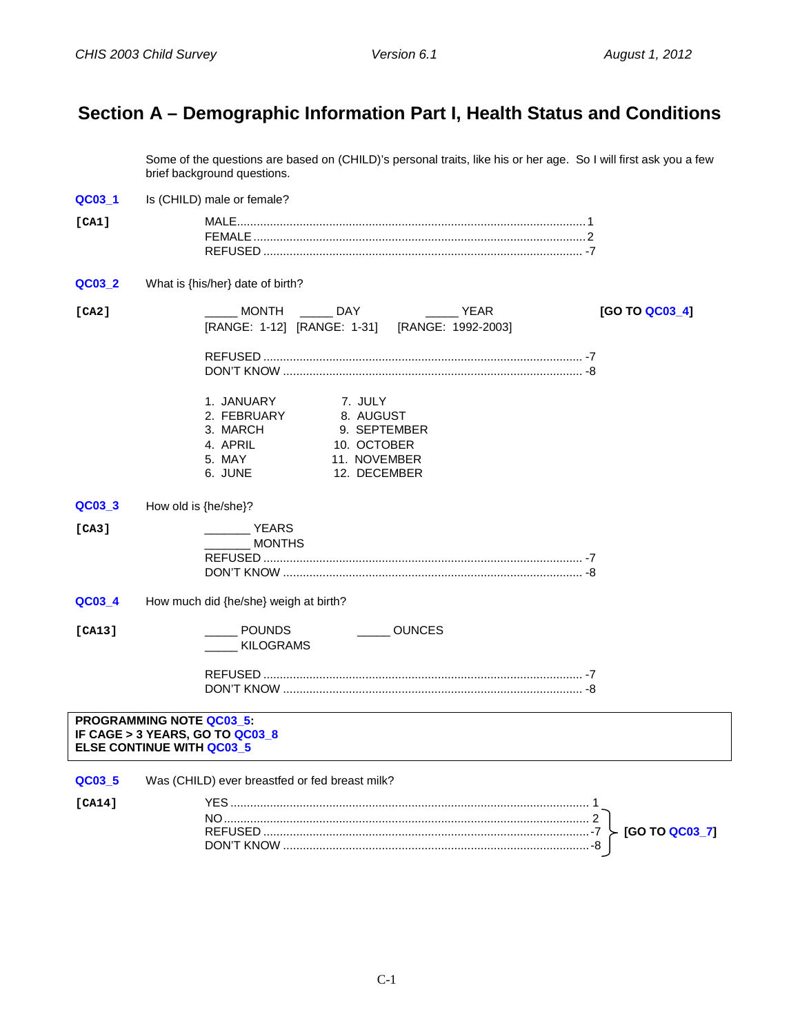# Section A – Demographic Information Part I, Health Status and Conditions

Some of the questions are based on (CHILD)'s personal traits, like his or her age. So I will first ask you a few brief background questions.

**QC03_1** Is (CHILD) male or female?

**[CA1]**

MALE........................................................................................................1
FEMALE....................................................................................................2
REFUSED ................................................................................................ -7

**QC03_2** What is {his/her} date of birth?

**[CA2]**

_____ MONTH [RANGE: 1-12] _____ DAY [RANGE: 1-31] _____ YEAR [RANGE: 1992-2003] **[GO TO QC03_4]**

REFUSED ................................................................................................ -7
DON'T KNOW .......................................................................................... -8

1. JANUARY
2. FEBRUARY
3. MARCH
4. APRIL
5. MAY
6. JUNE
7. JULY
8. AUGUST
9. SEPTEMBER
10. OCTOBER
11. NOVEMBER
12. DECEMBER

**QC03_3** How old is {he/she}?

**[CA3]**

_______ YEARS
_______ MONTHS
REFUSED ................................................................................................ -7
DON'T KNOW .......................................................................................... -8

**QC03_4** How much did {he/she} weigh at birth?

**[CA13]**

_____ POUNDS _____ OUNCES
_____ KILOGRAMS

REFUSED ................................................................................................ -7
DON'T KNOW .......................................................................................... -8

**PROGRAMMING NOTE QC03_5:**
**IF CAGE > 3 YEARS, GO TO QC03_8**
**ELSE CONTINUE WITH QC03_5**

**QC03_5** Was (CHILD) ever breastfed or fed breast milk?

**[CA14]**

YES ........................................................................................................... 1
NO............................................................................................................. 2 } **[GO TO QC03_7]**
REFUSED ................................................................................................. -7 } **[GO TO QC03_7]**
DON'T KNOW ........................................................................................... -8 } **[GO TO QC03_7]**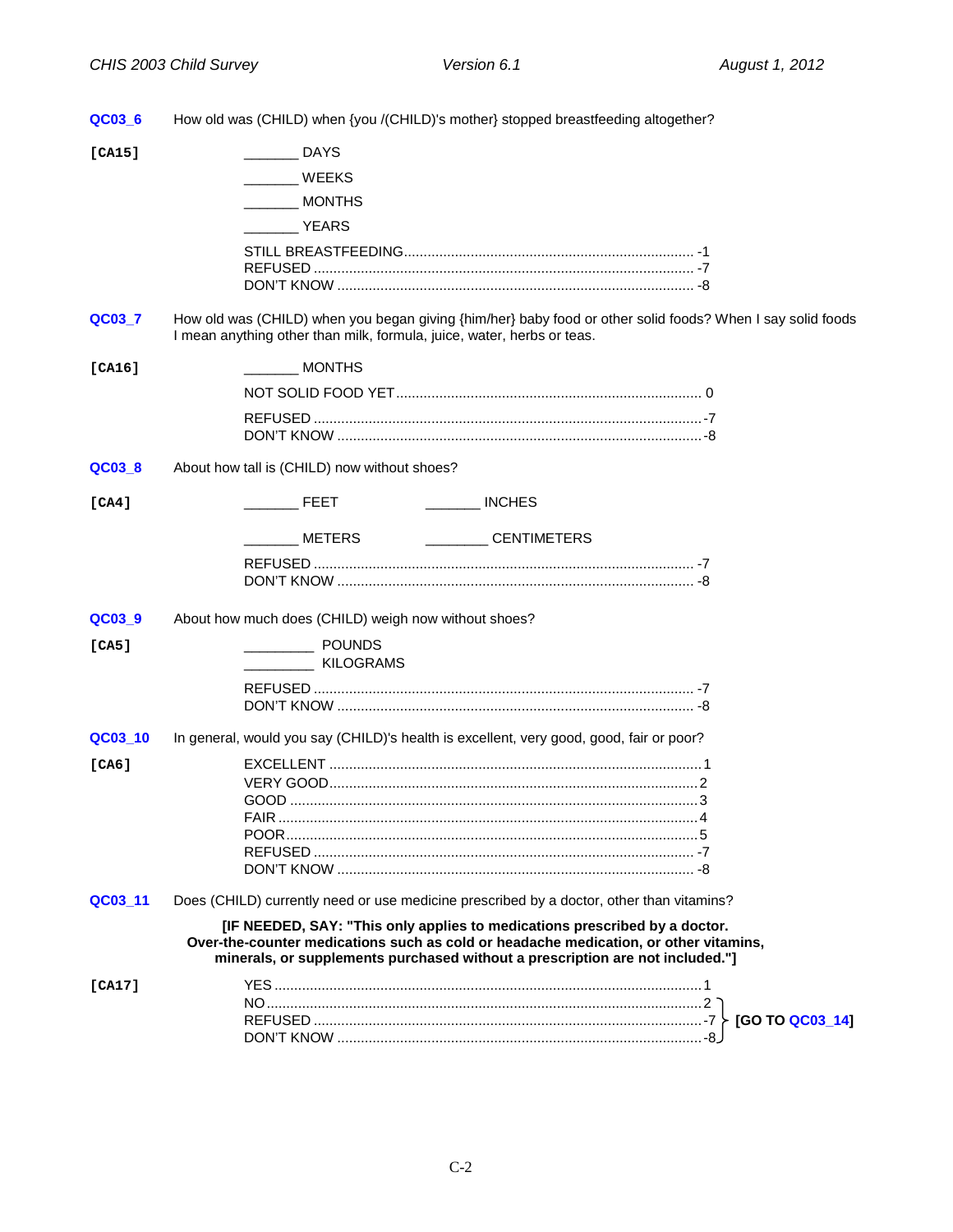**QC03_6** How old was (CHILD) when {you /(CHILD)'s mother} stopped breastfeeding altogether?

**[CA15]**

_______ DAYS

_______ WEEKS

_______ MONTHS

_______ YEARS

STILL BREASTFEEDING ........ -1
REFUSED ........ -7
DON'T KNOW ........ -8

**QC03_7** How old was (CHILD) when you began giving {him/her} baby food or other solid foods? When I say solid foods I mean anything other than milk, formula, juice, water, herbs or teas.

**[CA16]**

_______ MONTHS

NOT SOLID FOOD YET ........ 0

REFUSED ........ -7
DON'T KNOW ........ -8

**QC03_8** About how tall is (CHILD) now without shoes?

**[CA4]**

_______ FEET _______ INCHES

_______ METERS ________ CENTIMETERS

REFUSED ........ -7
DON'T KNOW ........ -8

**QC03_9** About how much does (CHILD) weigh now without shoes?

**[CA5]**

_________ POUNDS
_________ KILOGRAMS

REFUSED ........ -7
DON'T KNOW ........ -8

**QC03_10** In general, would you say (CHILD)'s health is excellent, very good, good, fair or poor?

**[CA6]**

EXCELLENT ........ 1
VERY GOOD ........ 2
GOOD ........ 3
FAIR ........ 4
POOR ........ 5
REFUSED ........ -7
DON'T KNOW ........ -8

**QC03_11** Does (CHILD) currently need or use medicine prescribed by a doctor, other than vitamins?

**[IF NEEDED, SAY: "This only applies to medications prescribed by a doctor. Over-the-counter medications such as cold or headache medication, or other vitamins, minerals, or supplements purchased without a prescription are not included."]**

**[CA17]**

YES ........ 1
NO ........ 2 } **[GO TO QC03_14]**
REFUSED ........ -7 } **[GO TO QC03_14]**
DON'T KNOW ........ -8 } **[GO TO QC03_14]**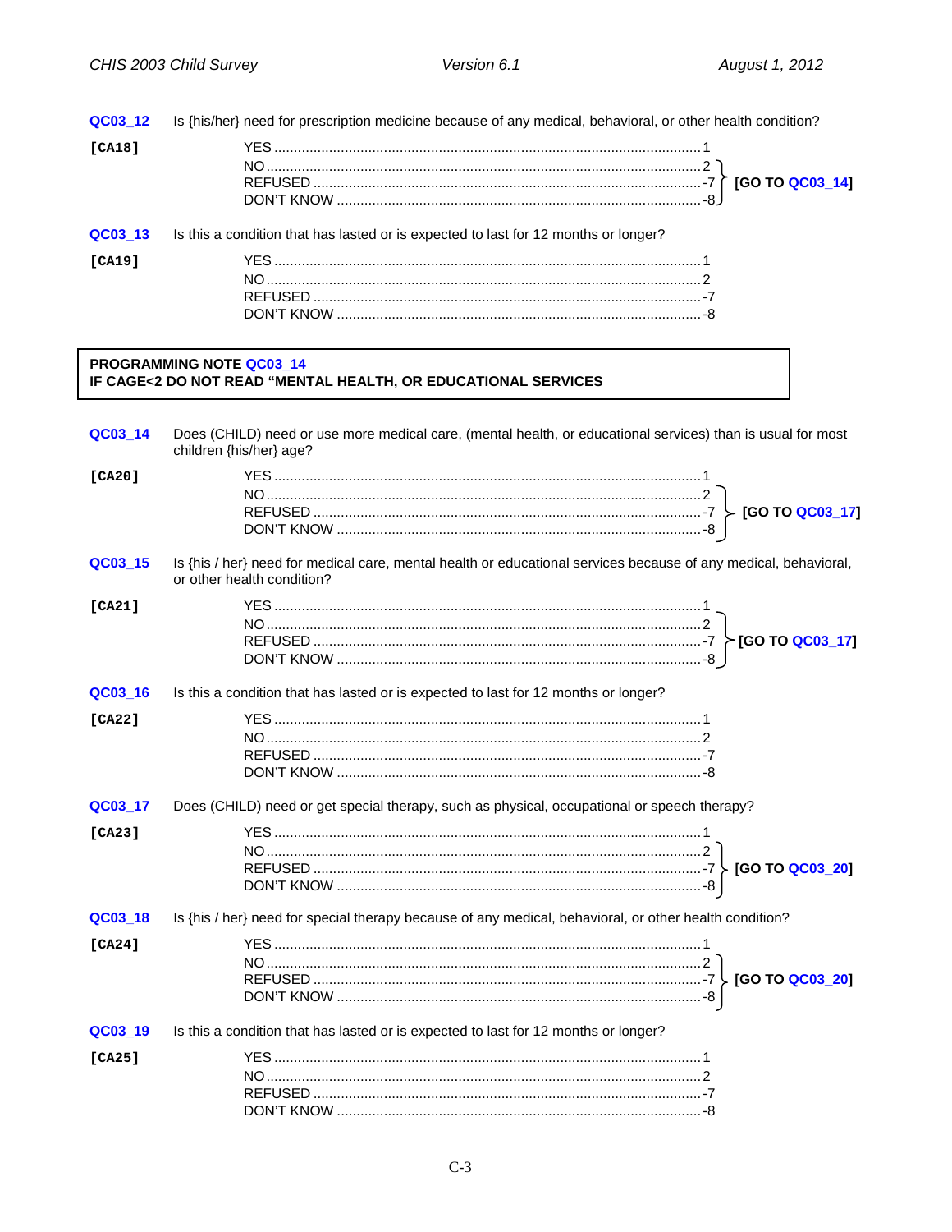**QC03_12** Is {his/her} need for prescription medicine because of any medical, behavioral, or other health condition?

**[CA18]**

YES ........................................ 1
NO ........................................ 2 } [GO TO QC03_14]
REFUSED ........................................ -7 } [GO TO QC03_14]
DON'T KNOW ........................................ -8 } [GO TO QC03_14]

**QC03_13** Is this a condition that has lasted or is expected to last for 12 months or longer?

**[CA19]**

YES ........................................ 1
NO ........................................ 2
REFUSED ........................................ -7
DON'T KNOW ........................................ -8

> **PROGRAMMING NOTE QC03_14**
> **IF CAGE<2 DO NOT READ "MENTAL HEALTH, OR EDUCATIONAL SERVICES**

**QC03_14** Does (CHILD) need or use more medical care, (mental health, or educational services) than is usual for most children {his/her} age?

**[CA20]**

YES ........................................ 1
NO ........................................ 2 } [GO TO QC03_17]
REFUSED ........................................ -7 } [GO TO QC03_17]
DON'T KNOW ........................................ -8 } [GO TO QC03_17]

**QC03_15** Is {his / her} need for medical care, mental health or educational services because of any medical, behavioral, or other health condition?

**[CA21]**

YES ........................................ 1
NO ........................................ 2 } [GO TO QC03_17]
REFUSED ........................................ -7 } [GO TO QC03_17]
DON'T KNOW ........................................ -8 } [GO TO QC03_17]

**QC03_16** Is this a condition that has lasted or is expected to last for 12 months or longer?

**[CA22]**

YES ........................................ 1
NO ........................................ 2
REFUSED ........................................ -7
DON'T KNOW ........................................ -8

**QC03_17** Does (CHILD) need or get special therapy, such as physical, occupational or speech therapy?

**[CA23]**

YES ........................................ 1
NO ........................................ 2 } [GO TO QC03_20]
REFUSED ........................................ -7 } [GO TO QC03_20]
DON'T KNOW ........................................ -8 } [GO TO QC03_20]

**QC03_18** Is {his / her} need for special therapy because of any medical, behavioral, or other health condition?

**[CA24]**

YES ........................................ 1
NO ........................................ 2 } [GO TO QC03_20]
REFUSED ........................................ -7 } [GO TO QC03_20]
DON'T KNOW ........................................ -8 } [GO TO QC03_20]

**QC03_19** Is this a condition that has lasted or is expected to last for 12 months or longer?

**[CA25]**

YES ........................................ 1
NO ........................................ 2
REFUSED ........................................ -7
DON'T KNOW ........................................ -8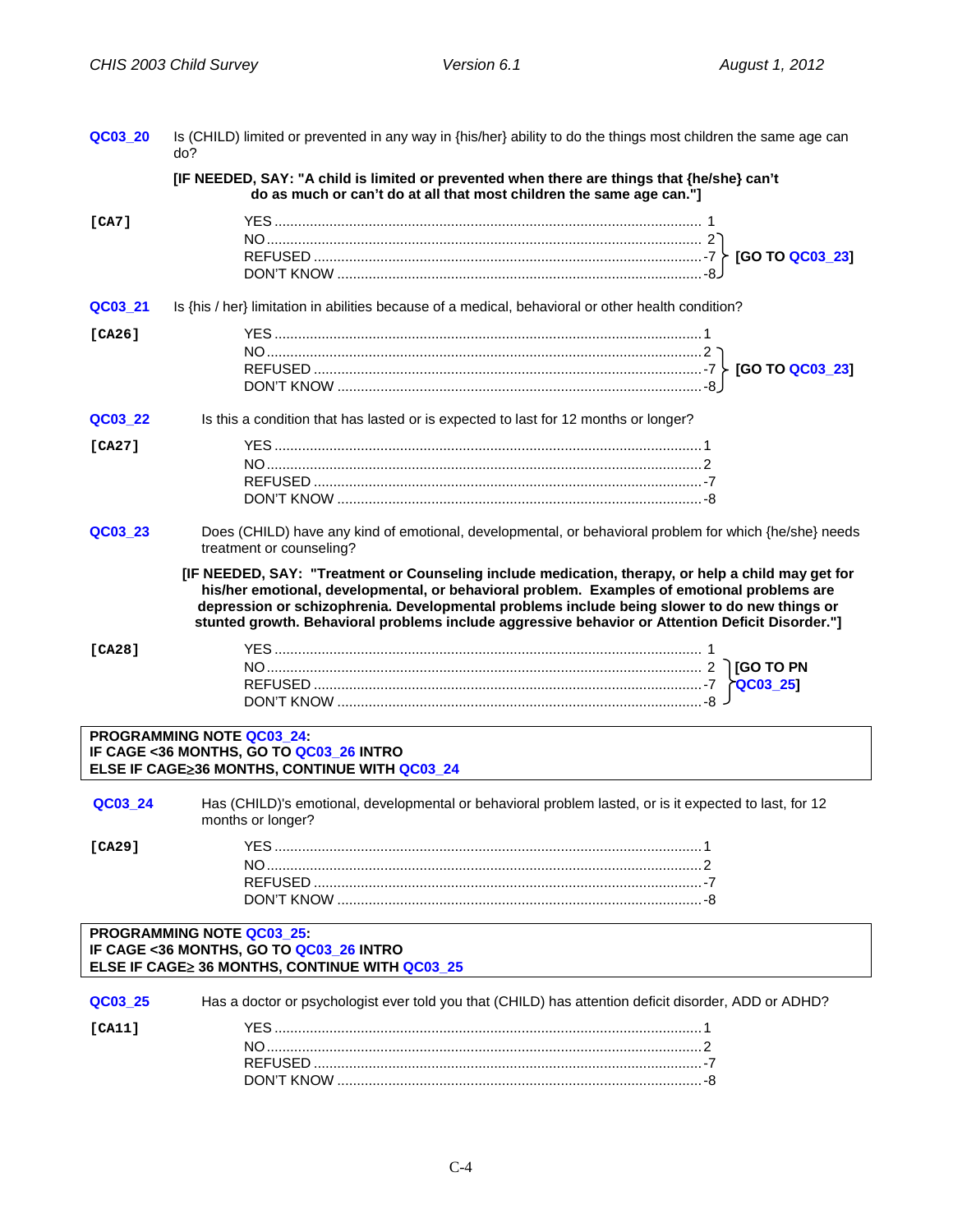**QC03_20** Is (CHILD) limited or prevented in any way in {his/her} ability to do the things most children the same age can do?

**[IF NEEDED, SAY: "A child is limited or prevented when there are things that {he/she} can't do as much or can't do at all that most children the same age can."]**

**[CA7]**

- YES ............................................................. 1
- NO ............................................................. 2 [GO TO QC03_23]
- REFUSED ............................................................. -7 [GO TO QC03_23]
- DON'T KNOW ............................................................. -8 [GO TO QC03_23]

**QC03_21** Is {his / her} limitation in abilities because of a medical, behavioral or other health condition?

**[CA26]**

- YES ............................................................. 1
- NO ............................................................. 2 [GO TO QC03_23]
- REFUSED ............................................................. -7 [GO TO QC03_23]
- DON'T KNOW ............................................................. -8 [GO TO QC03_23]

**QC03_22** Is this a condition that has lasted or is expected to last for 12 months or longer?

**[CA27]**

- YES ............................................................. 1
- NO ............................................................. 2
- REFUSED ............................................................. -7
- DON'T KNOW ............................................................. -8

**QC03_23** Does (CHILD) have any kind of emotional, developmental, or behavioral problem for which {he/she} needs treatment or counseling?

**[IF NEEDED, SAY: "Treatment or Counseling include medication, therapy, or help a child may get for his/her emotional, developmental, or behavioral problem. Examples of emotional problems are depression or schizophrenia. Developmental problems include being slower to do new things or stunted growth. Behavioral problems include aggressive behavior or Attention Deficit Disorder."]**

**[CA28]**

- YES ............................................................. 1
- NO ............................................................. 2 [GO TO PN QC03_25]
- REFUSED ............................................................. -7 [GO TO PN QC03_25]
- DON'T KNOW ............................................................. -8 [GO TO PN QC03_25]

> **PROGRAMMING NOTE QC03_24:**
> **IF CAGE <36 MONTHS, GO TO QC03_26 INTRO**
> **ELSE IF CAGE≥36 MONTHS, CONTINUE WITH QC03_24**

**QC03_24** Has (CHILD)'s emotional, developmental or behavioral problem lasted, or is it expected to last, for 12 months or longer?

**[CA29]**

- YES ............................................................. 1
- NO ............................................................. 2
- REFUSED ............................................................. -7
- DON'T KNOW ............................................................. -8

> **PROGRAMMING NOTE QC03_25:**
> **IF CAGE <36 MONTHS, GO TO QC03_26 INTRO**
> **ELSE IF CAGE≥ 36 MONTHS, CONTINUE WITH QC03_25**

**QC03_25** Has a doctor or psychologist ever told you that (CHILD) has attention deficit disorder, ADD or ADHD?

**[CA11]**

- YES ............................................................. 1
- NO ............................................................. 2
- REFUSED ............................................................. -7
- DON'T KNOW ............................................................. -8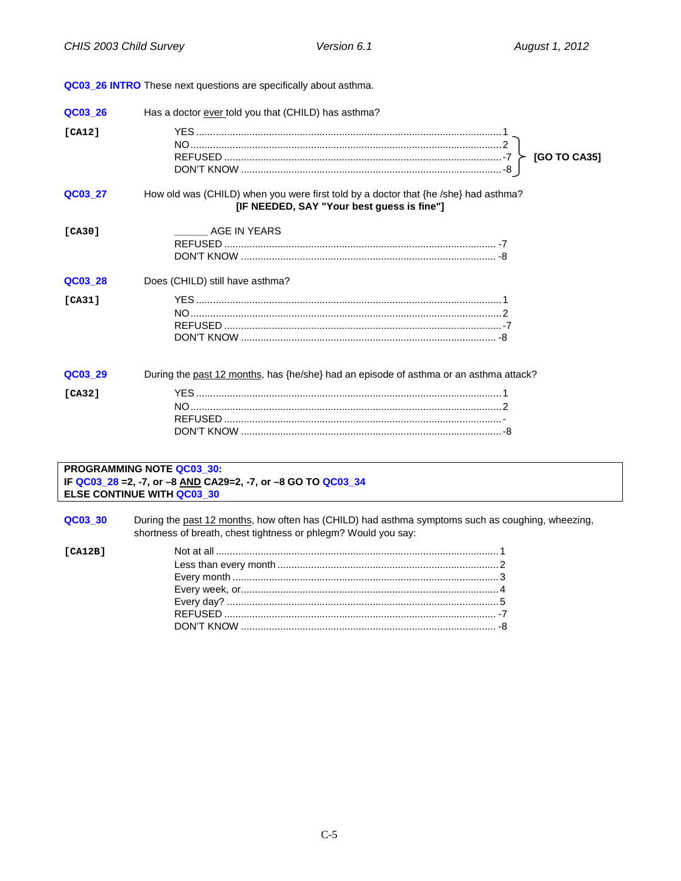**QC03_26 INTRO** These next questions are specifically about asthma.

**QC03_26** Has a doctor ever told you that (CHILD) has asthma?

**[CA12]**

- YES ....................................................... 1
- NO ......................................................... 2 [GO TO CA35]
- REFUSED ............................................... -7 [GO TO CA35]
- DON'T KNOW ......................................... -8 [GO TO CA35]

**QC03_27** How old was (CHILD) when you were first told by a doctor that {he /she} had asthma?
**[IF NEEDED, SAY "Your best guess is fine"]**

**[CA30]**

- ______ AGE IN YEARS
- REFUSED ............................................... -7
- DON'T KNOW ......................................... -8

**QC03_28** Does (CHILD) still have asthma?

**[CA31]**

- YES ....................................................... 1
- NO ......................................................... 2
- REFUSED ............................................... -7
- DON'T KNOW ......................................... -8

**QC03_29** During the past 12 months, has {he/she} had an episode of asthma or an asthma attack?

**[CA32]**

- YES ....................................................... 1
- NO ......................................................... 2
- REFUSED ............................................... -
- DON'T KNOW ......................................... -8

> **PROGRAMMING NOTE QC03_30:**
> **IF QC03_28 =2, -7, or –8 AND CA29=2, -7, or –8 GO TO QC03_34**
> **ELSE CONTINUE WITH QC03_30**

**QC03_30** During the past 12 months, how often has (CHILD) had asthma symptoms such as coughing, wheezing, shortness of breath, chest tightness or phlegm? Would you say:

**[CA12B]**

- Not at all .............................................. 1
- Less than every month ............................ 2
- Every month .......................................... 3
- Every week, or........................................ 4
- Every day? ............................................ 5
- REFUSED ............................................... -7
- DON'T KNOW ......................................... -8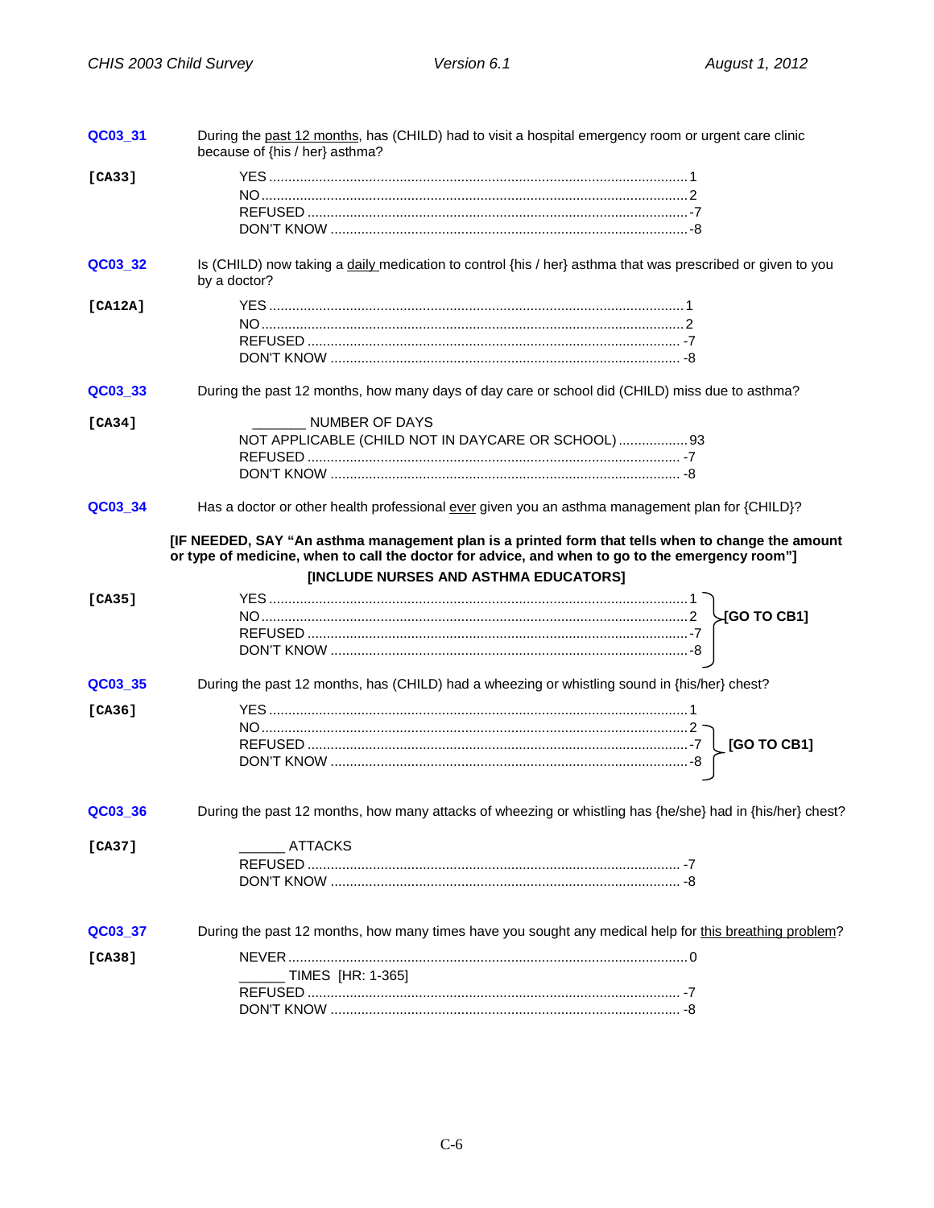**QC03_31** During the <u>past 12 months</u>, has (CHILD) had to visit a hospital emergency room or urgent care clinic because of {his / her} asthma?

**[CA33]**

YES ............................................................ 1
NO ............................................................ 2
REFUSED ............................................................ -7
DON'T KNOW ............................................................ -8

**QC03_32** Is (CHILD) now taking a <u>daily</u> medication to control {his / her} asthma that was prescribed or given to you by a doctor?

**[CA12A]**

YES ............................................................ 1
NO ............................................................ 2
REFUSED ............................................................ -7
DON'T KNOW ............................................................ -8

**QC03_33** During the past 12 months, how many days of day care or school did (CHILD) miss due to asthma?

**[CA34]**

_______ NUMBER OF DAYS
NOT APPLICABLE (CHILD NOT IN DAYCARE OR SCHOOL) .................. 93
REFUSED ............................................................ -7
DON'T KNOW ............................................................ -8

**QC03_34** Has a doctor or other health professional <u>ever</u> given you an asthma management plan for {CHILD}?

**[IF NEEDED, SAY "An asthma management plan is a printed form that tells when to change the amount or type of medicine, when to call the doctor for advice, and when to go to the emergency room"]**

**[INCLUDE NURSES AND ASTHMA EDUCATORS]**

**[CA35]**

YES ............................................................ 1
NO ............................................................ 2
REFUSED ............................................................ -7
DON'T KNOW ............................................................ -8

(YES, NO, REFUSED, DON'T KNOW) **[GO TO CB1]**

**QC03_35** During the past 12 months, has (CHILD) had a wheezing or whistling sound in {his/her} chest?

**[CA36]**

YES ............................................................ 1
NO ............................................................ 2
REFUSED ............................................................ -7
DON'T KNOW ............................................................ -8

(NO, REFUSED, DON'T KNOW) **[GO TO CB1]**

**QC03_36** During the past 12 months, how many attacks of wheezing or whistling has {he/she} had in {his/her} chest?

**[CA37]**

______ ATTACKS
REFUSED ............................................................ -7
DON'T KNOW ............................................................ -8

**QC03_37** During the past 12 months, how many times have you sought any medical help for <u>this breathing problem</u>?

**[CA38]**

NEVER ............................................................ 0
______ TIMES [HR: 1-365]
REFUSED ............................................................ -7
DON'T KNOW ............................................................ -8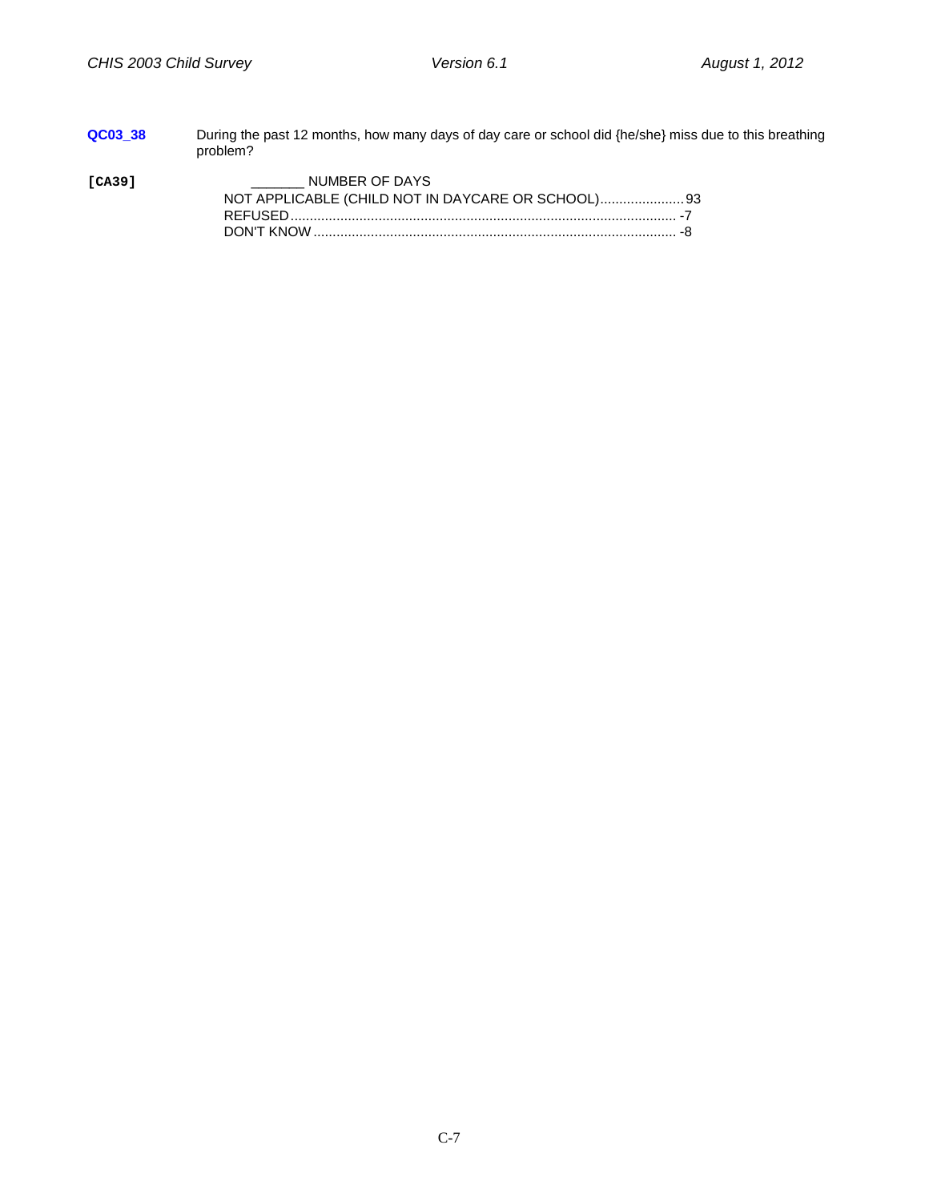**QC03_38** During the past 12 months, how many days of day care or school did {he/she} miss due to this breathing problem?

**[CA39]**

_______ NUMBER OF DAYS

NOT APPLICABLE (CHILD NOT IN DAYCARE OR SCHOOL)...................... 93

REFUSED..................................................................................................... -7

DON'T KNOW ............................................................................................... -8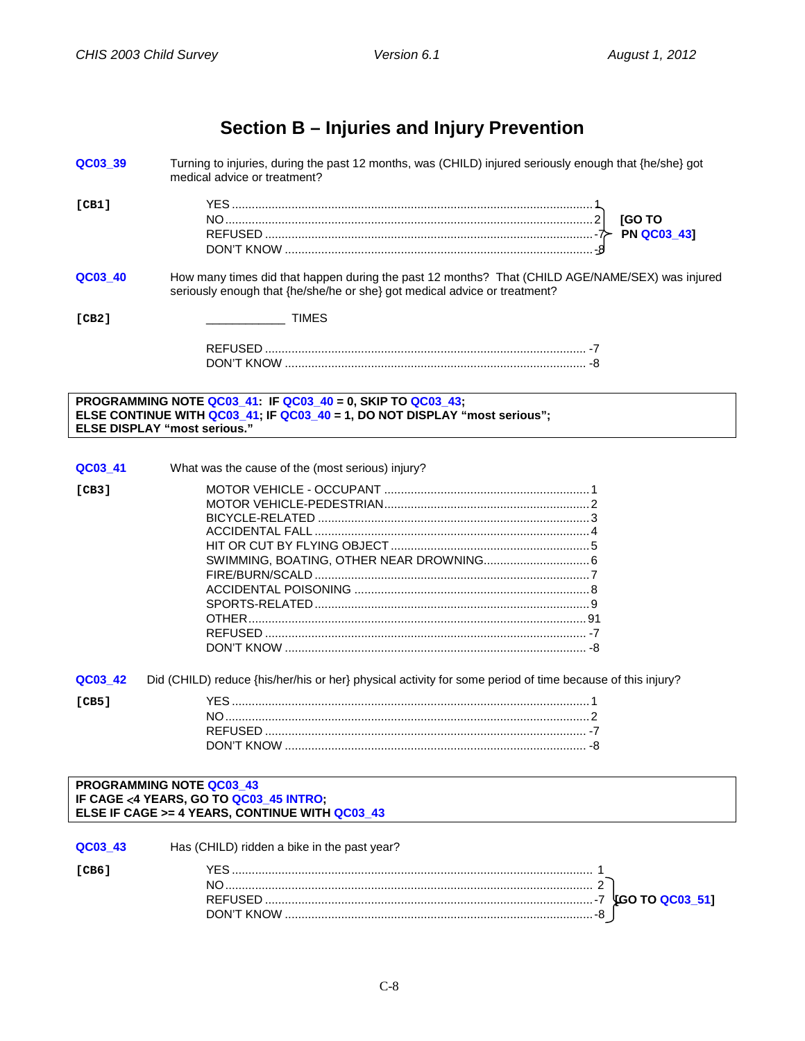# Section B – Injuries and Injury Prevention

**QC03_39** Turning to injuries, during the past 12 months, was (CHILD) injured seriously enough that {he/she} got medical advice or treatment?

**[CB1]**

- YES .......... 1
- NO .......... 2 [GO TO PN QC03_43]
- REFUSED .......... -7 [GO TO PN QC03_43]
- DON'T KNOW .......... -8 [GO TO PN QC03_43]

**QC03_40** How many times did that happen during the past 12 months? That (CHILD AGE/NAME/SEX) was injured seriously enough that {he/she/he or she} got medical advice or treatment?

**[CB2]**

_____________ TIMES

- REFUSED .......... -7
- DON'T KNOW .......... -8

> **PROGRAMMING NOTE QC03_41: IF QC03_40 = 0, SKIP TO QC03_43;**
> **ELSE CONTINUE WITH QC03_41; IF QC03_40 = 1, DO NOT DISPLAY "most serious";**
> **ELSE DISPLAY "most serious."**

**QC03_41** What was the cause of the (most serious) injury?

**[CB3]**

- MOTOR VEHICLE - OCCUPANT .......... 1
- MOTOR VEHICLE-PEDESTRIAN .......... 2
- BICYCLE-RELATED .......... 3
- ACCIDENTAL FALL .......... 4
- HIT OR CUT BY FLYING OBJECT .......... 5
- SWIMMING, BOATING, OTHER NEAR DROWNING .......... 6
- FIRE/BURN/SCALD .......... 7
- ACCIDENTAL POISONING .......... 8
- SPORTS-RELATED .......... 9
- OTHER .......... 91
- REFUSED .......... -7
- DON'T KNOW .......... -8

**QC03_42** Did (CHILD) reduce {his/her/his or her} physical activity for some period of time because of this injury?

**[CB5]**

- YES .......... 1
- NO .......... 2
- REFUSED .......... -7
- DON'T KNOW .......... -8

> **PROGRAMMING NOTE QC03_43**
> **IF CAGE <4 YEARS, GO TO QC03_45 INTRO;**
> **ELSE IF CAGE >= 4 YEARS, CONTINUE WITH QC03_43**

**QC03_43** Has (CHILD) ridden a bike in the past year?

**[CB6]**

- YES .......... 1
- NO .......... 2 [GO TO QC03_51]
- REFUSED .......... -7 [GO TO QC03_51]
- DON'T KNOW .......... -8 [GO TO QC03_51]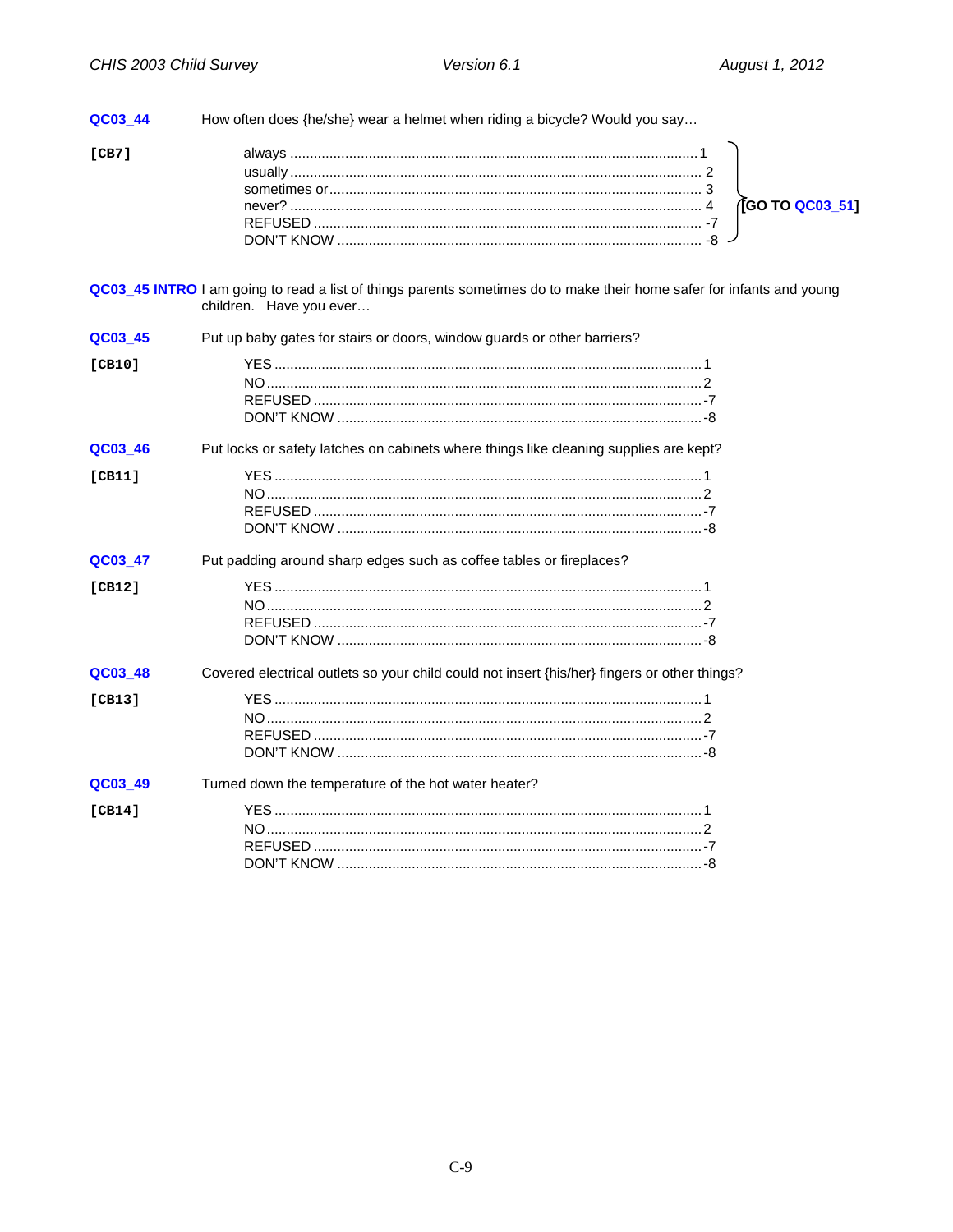**QC03_44** How often does {he/she} wear a helmet when riding a bicycle? Would you say…

**[CB7]**

always ........................................................................................................ 1
usually ........................................................................................................ 2
sometimes or ............................................................................................... 3
never? ......................................................................................................... 4
REFUSED .................................................................................................... -7
DON'T KNOW .............................................................................................. -8

**[GO TO QC03_51]**

**QC03_45 INTRO** I am going to read a list of things parents sometimes do to make their home safer for infants and young children. Have you ever…

**QC03_45** Put up baby gates for stairs or doors, window guards or other barriers?

**[CB10]**

YES ............................................................................................................ 1
NO .............................................................................................................. 2
REFUSED .................................................................................................... -7
DON'T KNOW .............................................................................................. -8

**QC03_46** Put locks or safety latches on cabinets where things like cleaning supplies are kept?

**[CB11]**

YES ............................................................................................................ 1
NO .............................................................................................................. 2
REFUSED .................................................................................................... -7
DON'T KNOW .............................................................................................. -8

**QC03_47** Put padding around sharp edges such as coffee tables or fireplaces?

**[CB12]**

YES ............................................................................................................ 1
NO .............................................................................................................. 2
REFUSED .................................................................................................... -7
DON'T KNOW .............................................................................................. -8

**QC03_48** Covered electrical outlets so your child could not insert {his/her} fingers or other things?

**[CB13]**

YES ............................................................................................................ 1
NO .............................................................................................................. 2
REFUSED .................................................................................................... -7
DON'T KNOW .............................................................................................. -8

**QC03_49** Turned down the temperature of the hot water heater?

**[CB14]**

YES ............................................................................................................ 1
NO .............................................................................................................. 2
REFUSED .................................................................................................... -7
DON'T KNOW .............................................................................................. -8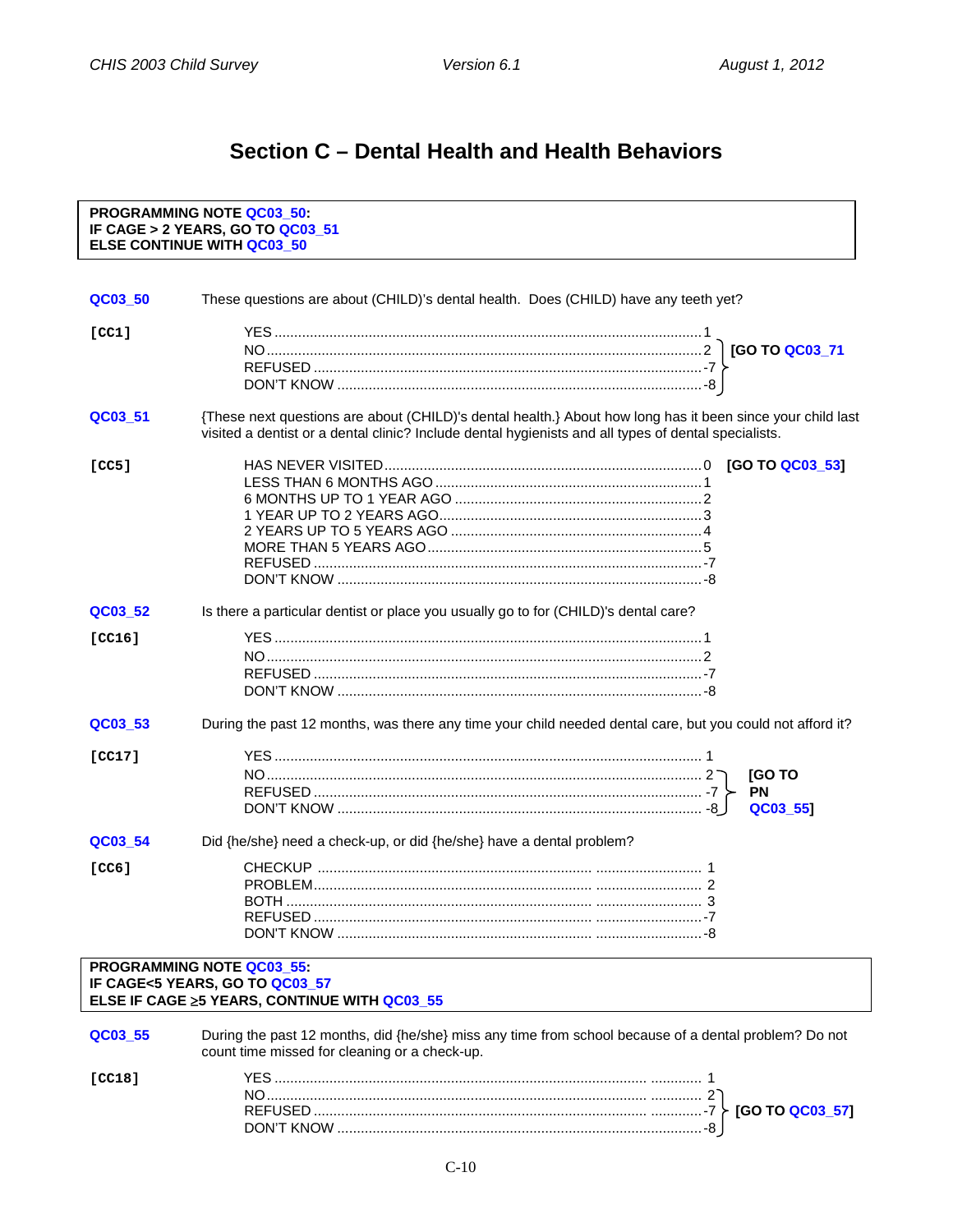# Section C – Dental Health and Health Behaviors

> **PROGRAMMING NOTE QC03_50:**
> **IF CAGE > 2 YEARS, GO TO QC03_51**
> **ELSE CONTINUE WITH QC03_50**

**QC03_50** These questions are about (CHILD)'s dental health. Does (CHILD) have any teeth yet?

**[CC1]**

| | | |
|---|---|---|
| YES | 1 | |
| NO | 2 | [GO TO QC03_71 |
| REFUSED | -7 | |
| DON'T KNOW | -8 | |

**QC03_51** {These next questions are about (CHILD)'s dental health.} About how long has it been since your child last visited a dentist or a dental clinic? Include dental hygienists and all types of dental specialists.

**[CC5]**

| | | |
|---|---|---|
| HAS NEVER VISITED | 0 | [GO TO QC03_53] |
| LESS THAN 6 MONTHS AGO | 1 | |
| 6 MONTHS UP TO 1 YEAR AGO | 2 | |
| 1 YEAR UP TO 2 YEARS AGO | 3 | |
| 2 YEARS UP TO 5 YEARS AGO | 4 | |
| MORE THAN 5 YEARS AGO | 5 | |
| REFUSED | -7 | |
| DON'T KNOW | -8 | |

**QC03_52** Is there a particular dentist or place you usually go to for (CHILD)'s dental care?

**[CC16]**

| | |
|---|---|
| YES | 1 |
| NO | 2 |
| REFUSED | -7 |
| DON'T KNOW | -8 |

**QC03_53** During the past 12 months, was there any time your child needed dental care, but you could not afford it?

**[CC17]**

| | | |
|---|---|---|
| YES | 1 | |
| NO | 2 | [GO TO PN QC03_55] |
| REFUSED | -7 | |
| DON'T KNOW | -8 | |

**QC03_54** Did {he/she} need a check-up, or did {he/she} have a dental problem?

**[CC6]**

| | |
|---|---|
| CHECKUP | 1 |
| PROBLEM | 2 |
| BOTH | 3 |
| REFUSED | -7 |
| DON'T KNOW | -8 |

> **PROGRAMMING NOTE QC03_55:**
> **IF CAGE<5 YEARS, GO TO QC03_57**
> **ELSE IF CAGE ≥5 YEARS, CONTINUE WITH QC03_55**

**QC03_55** During the past 12 months, did {he/she} miss any time from school because of a dental problem? Do not count time missed for cleaning or a check-up.

**[CC18]**

| | | |
|---|---|---|
| YES | 1 | |
| NO | 2 | [GO TO QC03_57] |
| REFUSED | -7 | |
| DON'T KNOW | -8 | |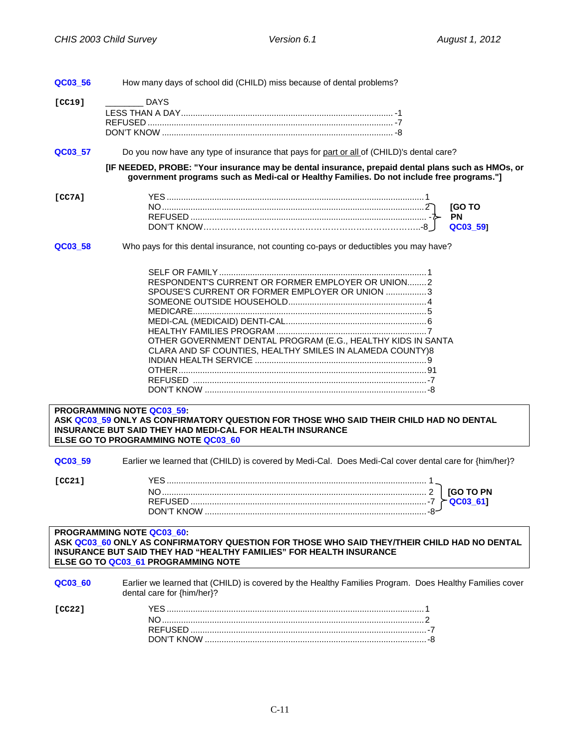**QC03_56** How many days of school did (CHILD) miss because of dental problems?

**[CC19]**

________ DAYS
LESS THAN A DAY ........................................................ -1
REFUSED ........................................................ -7
DON'T KNOW ........................................................ -8

**QC03_57** Do you now have any type of insurance that pays for part or all of (CHILD)'s dental care?

**[IF NEEDED, PROBE: "Your insurance may be dental insurance, prepaid dental plans such as HMOs, or government programs such as Medi-cal or Healthy Families. Do not include free programs."]**

**[CC7A]**

YES ........................................................ 1
NO ........................................................ 2 **[GO TO PN QC03_59]**
REFUSED ........................................................ -7 **[GO TO PN QC03_59]**
DON'T KNOW ........................................................ -8 **[GO TO PN QC03_59]**

**QC03_58** Who pays for this dental insurance, not counting co-pays or deductibles you may have?

SELF OR FAMILY ........................................................ 1
RESPONDENT'S CURRENT OR FORMER EMPLOYER OR UNION ........ 2
SPOUSE'S CURRENT OR FORMER EMPLOYER OR UNION ........ 3
SOMEONE OUTSIDE HOUSEHOLD ........................................................ 4
MEDICARE ........................................................ 5
MEDI-CAL (MEDICAID) DENTI-CAL ........................................................ 6
HEALTHY FAMILIES PROGRAM ........................................................ 7
OTHER GOVERNMENT DENTAL PROGRAM (E.G., HEALTHY KIDS IN SANTA CLARA AND SF COUNTIES, HEALTHY SMILES IN ALAMEDA COUNTY) 8
INDIAN HEALTH SERVICE ........................................................ 9
OTHER ........................................................ 91
REFUSED ........................................................ -7
DON'T KNOW ........................................................ -8

**PROGRAMMING NOTE QC03_59:**
**ASK QC03_59 ONLY AS CONFIRMATORY QUESTION FOR THOSE WHO SAID THEIR CHILD HAD NO DENTAL INSURANCE BUT SAID THEY HAD MEDI-CAL FOR HEALTH INSURANCE**
**ELSE GO TO PROGRAMMING NOTE QC03_60**

**QC03_59** Earlier we learned that (CHILD) is covered by Medi-Cal. Does Medi-Cal cover dental care for {him/her}?

**[CC21]**

YES ........................................................ 1 **[GO TO PN QC03_61]**
NO ........................................................ 2 **[GO TO PN QC03_61]**
REFUSED ........................................................ -7 **[GO TO PN QC03_61]**
DON'T KNOW ........................................................ -8 **[GO TO PN QC03_61]**

**PROGRAMMING NOTE QC03_60:**
**ASK QC03_60 ONLY AS CONFIRMATORY QUESTION FOR THOSE WHO SAID THEY/THEIR CHILD HAD NO DENTAL INSURANCE BUT SAID THEY HAD "HEALTHY FAMILIES" FOR HEALTH INSURANCE**
**ELSE GO TO QC03_61 PROGRAMMING NOTE**

**QC03_60** Earlier we learned that (CHILD) is covered by the Healthy Families Program. Does Healthy Families cover dental care for {him/her}?

**[CC22]**

YES ........................................................ 1
NO ........................................................ 2
REFUSED ........................................................ -7
DON'T KNOW ........................................................ -8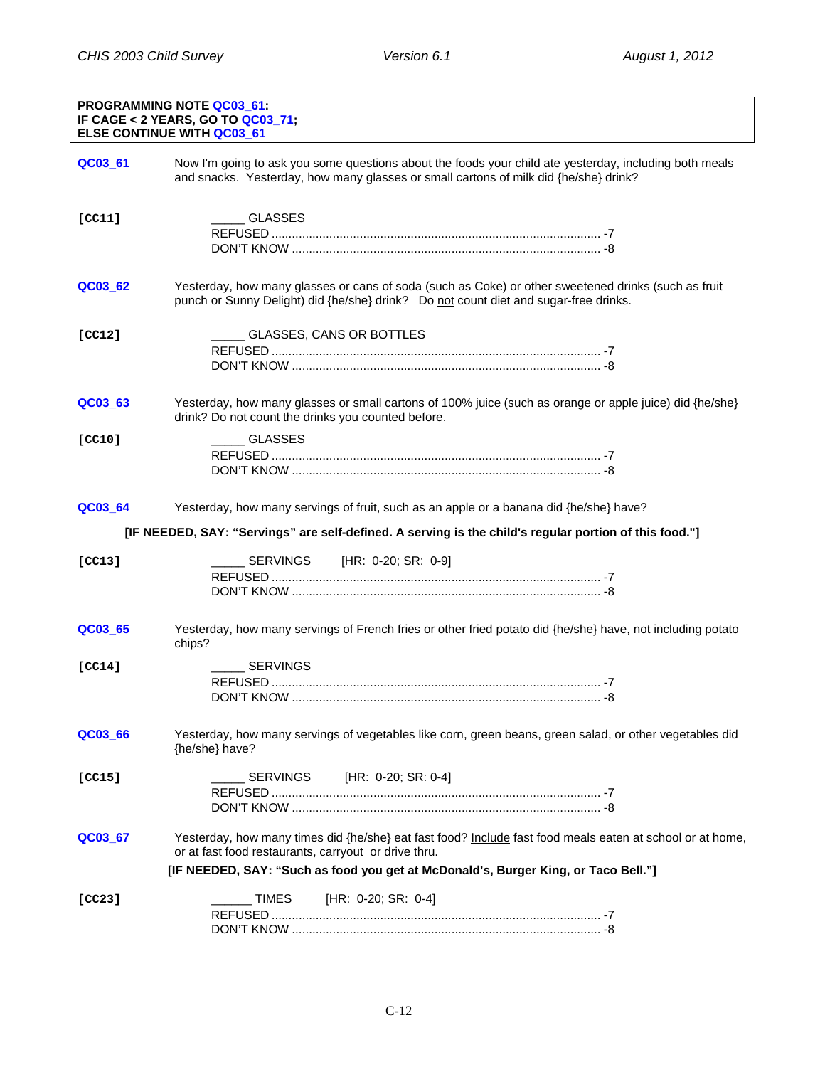**PROGRAMMING NOTE QC03_61:**
**IF CAGE < 2 YEARS, GO TO QC03_71;**
**ELSE CONTINUE WITH QC03_61**

**QC03_61** Now I'm going to ask you some questions about the foods your child ate yesterday, including both meals and snacks. Yesterday, how many glasses or small cartons of milk did {he/she} drink?

**[CC11]**

_____ GLASSES
REFUSED ................................................................................................ -7
DON'T KNOW .......................................................................................... -8

**QC03_62** Yesterday, how many glasses or cans of soda (such as Coke) or other sweetened drinks (such as fruit punch or Sunny Delight) did {he/she} drink? Do not count diet and sugar-free drinks.

**[CC12]**

_____ GLASSES, CANS OR BOTTLES
REFUSED ................................................................................................ -7
DON'T KNOW .......................................................................................... -8

**QC03_63** Yesterday, how many glasses or small cartons of 100% juice (such as orange or apple juice) did {he/she} drink? Do not count the drinks you counted before.

**[CC10]**

_____ GLASSES
REFUSED ................................................................................................ -7
DON'T KNOW .......................................................................................... -8

**QC03_64** Yesterday, how many servings of fruit, such as an apple or a banana did {he/she} have?

**[IF NEEDED, SAY: "Servings" are self-defined. A serving is the child's regular portion of this food."]**

**[CC13]**

_____ SERVINGS [HR: 0-20; SR: 0-9]
REFUSED ................................................................................................ -7
DON'T KNOW .......................................................................................... -8

**QC03_65** Yesterday, how many servings of French fries or other fried potato did {he/she} have, not including potato chips?

**[CC14]**

_____ SERVINGS
REFUSED ................................................................................................ -7
DON'T KNOW .......................................................................................... -8

**QC03_66** Yesterday, how many servings of vegetables like corn, green beans, green salad, or other vegetables did {he/she} have?

**[CC15]**

_____ SERVINGS [HR: 0-20; SR: 0-4]
REFUSED ................................................................................................ -7
DON'T KNOW .......................................................................................... -8

**QC03_67** Yesterday, how many times did {he/she} eat fast food? Include fast food meals eaten at school or at home, or at fast food restaurants, carryout or drive thru.

**[IF NEEDED, SAY: "Such as food you get at McDonald's, Burger King, or Taco Bell."]**

**[CC23]**

______ TIMES [HR: 0-20; SR: 0-4]
REFUSED ................................................................................................ -7
DON'T KNOW .......................................................................................... -8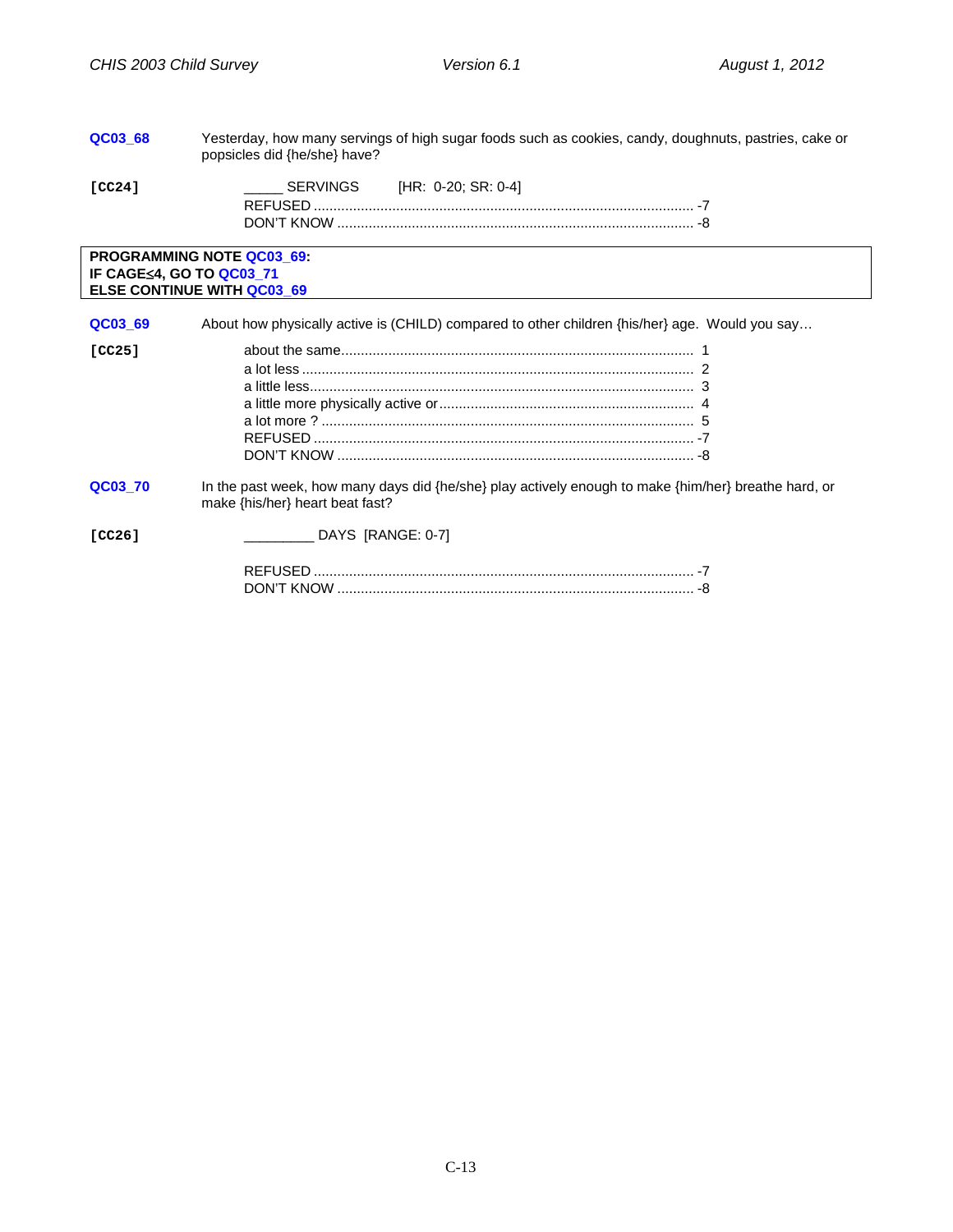**QC03_68** Yesterday, how many servings of high sugar foods such as cookies, candy, doughnuts, pastries, cake or popsicles did {he/she} have?

**[CC24]**

_____ SERVINGS [HR: 0-20; SR: 0-4]

REFUSED ................................................................................................ -7
DON'T KNOW .......................................................................................... -8

> **PROGRAMMING NOTE QC03_69:**
> **IF CAGE≤4, GO TO QC03_71**
> **ELSE CONTINUE WITH QC03_69**

**QC03_69** About how physically active is (CHILD) compared to other children {his/her} age. Would you say…

**[CC25]**

about the same........................................................................................ 1
a lot less .................................................................................................. 2
a little less................................................................................................ 3
a little more physically active or................................................................ 4
a lot more ? .............................................................................................. 5
REFUSED ................................................................................................ -7
DON'T KNOW .......................................................................................... -8

**QC03_70** In the past week, how many days did {he/she} play actively enough to make {him/her} breathe hard, or make {his/her} heart beat fast?

**[CC26]**

_________ DAYS [RANGE: 0-7]

REFUSED ................................................................................................ -7
DON'T KNOW .......................................................................................... -8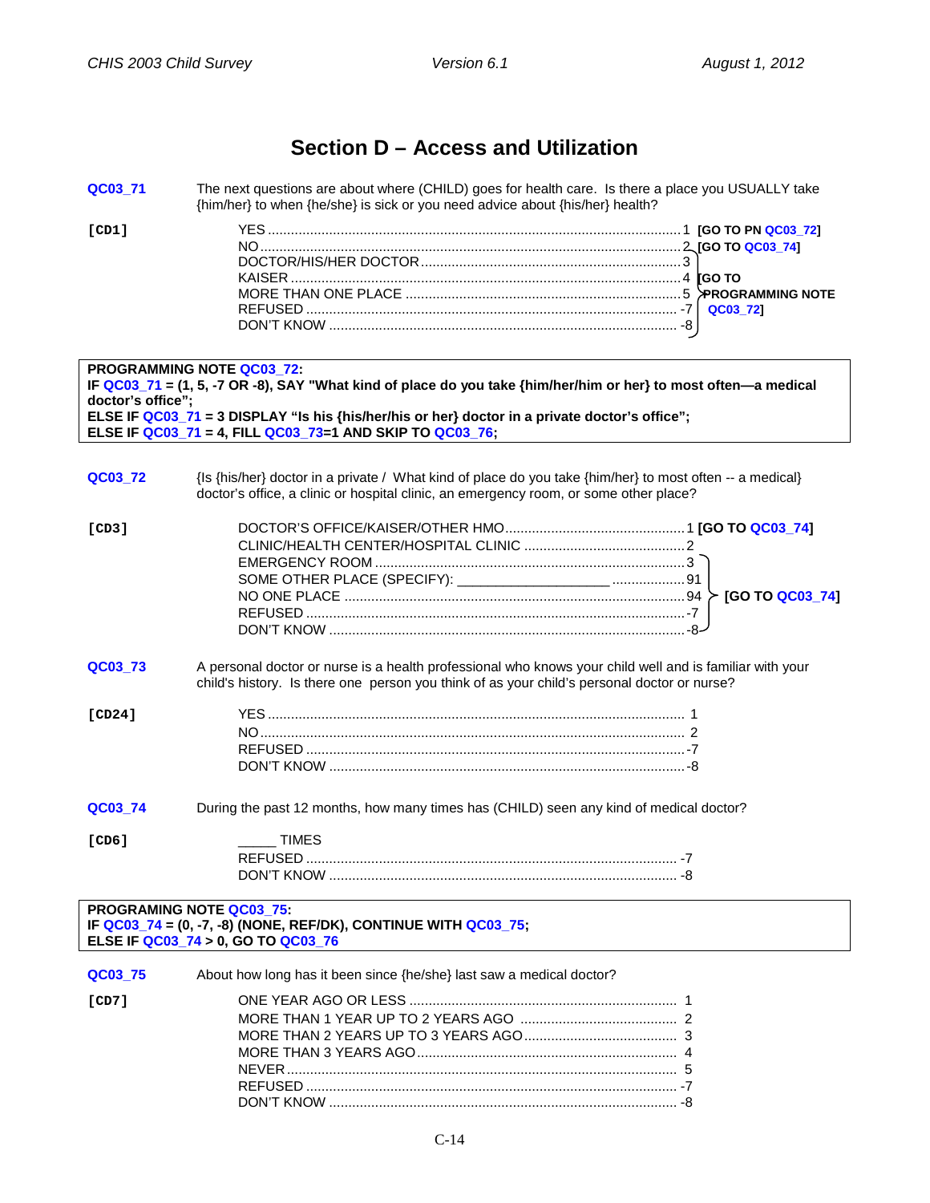# Section D – Access and Utilization

**QC03_71** The next questions are about where (CHILD) goes for health care. Is there a place you USUALLY take {him/her} to when {he/she} is sick or you need advice about {his/her} health?

**[CD1]**

| | | |
|---|---|---|
| YES | 1 | **[GO TO PN QC03_72]** |
| NO | 2 | **[GO TO QC03_74]** |
| DOCTOR/HIS/HER DOCTOR | 3 | **[GO TO PROGRAMMING NOTE QC03_72]** |
| KAISER | 4 | |
| MORE THAN ONE PLACE | 5 | |
| REFUSED | -7 | |
| DON'T KNOW | -8 | |

> **PROGRAMMING NOTE QC03_72:**
> **IF QC03_71 = (1, 5, -7 OR -8), SAY "What kind of place do you take {him/her/him or her} to most often—a medical doctor's office";**
> **ELSE IF QC03_71 = 3 DISPLAY "Is his {his/her/his or her} doctor in a private doctor's office";**
> **ELSE IF QC03_71 = 4, FILL QC03_73=1 AND SKIP TO QC03_76;**

**QC03_72** {Is {his/her} doctor in a private / What kind of place do you take {him/her} to most often -- a medical} doctor's office, a clinic or hospital clinic, an emergency room, or some other place?

**[CD3]**

| | | |
|---|---|---|
| DOCTOR'S OFFICE/KAISER/OTHER HMO | 1 | **[GO TO QC03_74]** |
| CLINIC/HEALTH CENTER/HOSPITAL CLINIC | 2 | |
| EMERGENCY ROOM | 3 | **[GO TO QC03_74]** |
| SOME OTHER PLACE (SPECIFY): ___________________ | 91 | |
| NO ONE PLACE | 94 | |
| REFUSED | -7 | |
| DON'T KNOW | -8 | |

**QC03_73** A personal doctor or nurse is a health professional who knows your child well and is familiar with your child's history. Is there one person you think of as your child's personal doctor or nurse?

**[CD24]**

| | |
|---|---|
| YES | 1 |
| NO | 2 |
| REFUSED | -7 |
| DON'T KNOW | -8 |

**QC03_74** During the past 12 months, how many times has (CHILD) seen any kind of medical doctor?

**[CD6]**

| | |
|---|---|
| _____ TIMES | |
| REFUSED | -7 |
| DON'T KNOW | -8 |

> **PROGRAMING NOTE QC03_75:**
> **IF QC03_74 = (0, -7, -8) (NONE, REF/DK), CONTINUE WITH QC03_75;**
> **ELSE IF QC03_74 > 0, GO TO QC03_76**

**QC03_75** About how long has it been since {he/she} last saw a medical doctor?

**[CD7]**

| | |
|---|---|
| ONE YEAR AGO OR LESS | 1 |
| MORE THAN 1 YEAR UP TO 2 YEARS AGO | 2 |
| MORE THAN 2 YEARS UP TO 3 YEARS AGO | 3 |
| MORE THAN 3 YEARS AGO | 4 |
| NEVER | 5 |
| REFUSED | -7 |
| DON'T KNOW | -8 |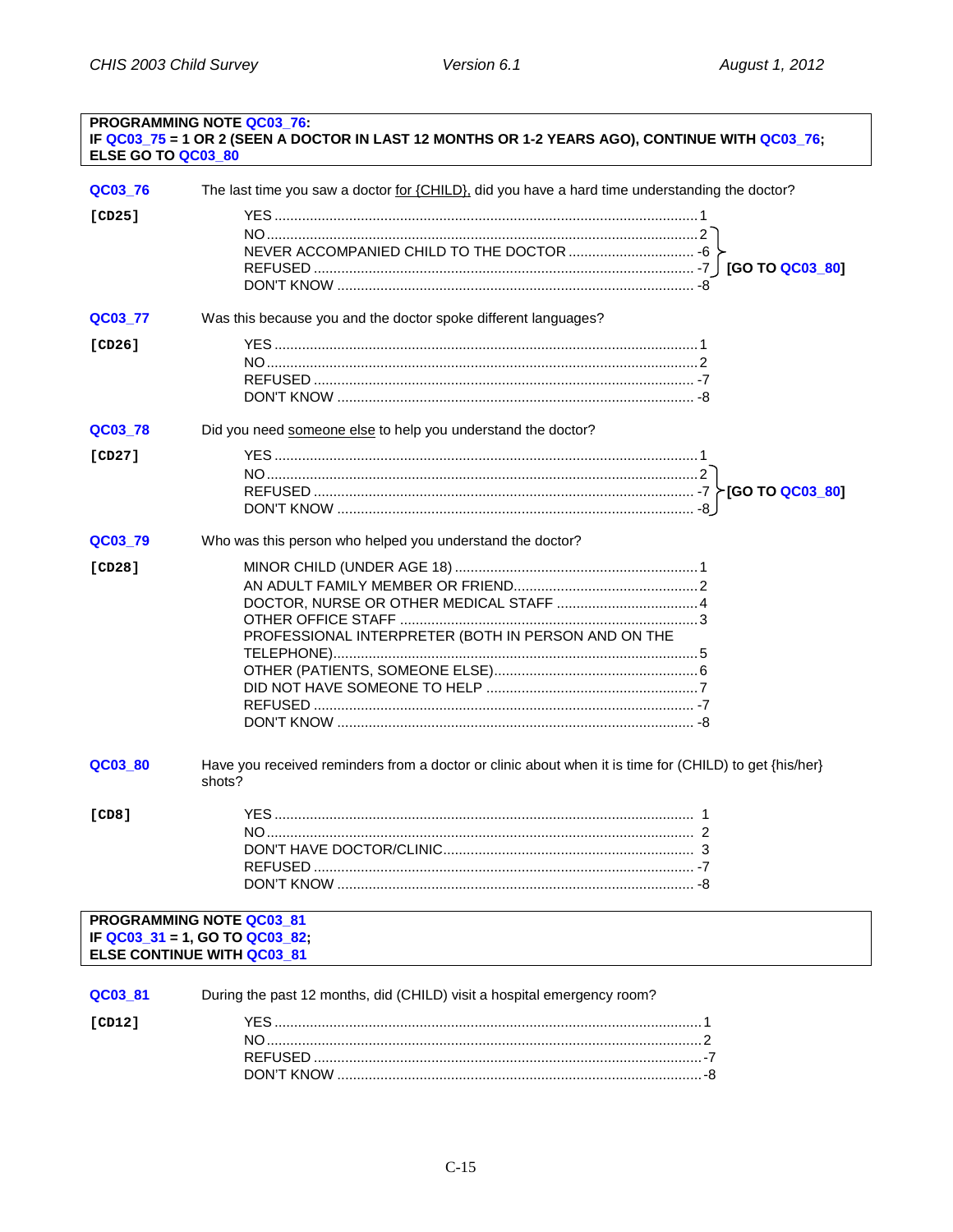**PROGRAMMING NOTE QC03_76:**
**IF QC03_75 = 1 OR 2 (SEEN A DOCTOR IN LAST 12 MONTHS OR 1-2 YEARS AGO), CONTINUE WITH QC03_76;**
**ELSE GO TO QC03_80**

**QC03_76** The last time you saw a doctor for {CHILD}, did you have a hard time understanding the doctor?

**[CD25]**

- YES ........ 1
- NO ........ 2 [GO TO QC03_80]
- NEVER ACCOMPANIED CHILD TO THE DOCTOR ........ -6 [GO TO QC03_80]
- REFUSED ........ -7 [GO TO QC03_80]
- DON'T KNOW ........ -8

**QC03_77** Was this because you and the doctor spoke different languages?

**[CD26]**

- YES ........ 1
- NO ........ 2
- REFUSED ........ -7
- DON'T KNOW ........ -8

**QC03_78** Did you need someone else to help you understand the doctor?

**[CD27]**

- YES ........ 1
- NO ........ 2 [GO TO QC03_80]
- REFUSED ........ -7 [GO TO QC03_80]
- DON'T KNOW ........ -8 [GO TO QC03_80]

**QC03_79** Who was this person who helped you understand the doctor?

**[CD28]**

- MINOR CHILD (UNDER AGE 18) ........ 1
- AN ADULT FAMILY MEMBER OR FRIEND ........ 2
- DOCTOR, NURSE OR OTHER MEDICAL STAFF ........ 4
- OTHER OFFICE STAFF ........ 3
- PROFESSIONAL INTERPRETER (BOTH IN PERSON AND ON THE TELEPHONE) ........ 5
- OTHER (PATIENTS, SOMEONE ELSE) ........ 6
- DID NOT HAVE SOMEONE TO HELP ........ 7
- REFUSED ........ -7
- DON'T KNOW ........ -8

**QC03_80** Have you received reminders from a doctor or clinic about when it is time for (CHILD) to get {his/her} shots?

**[CD8]**

- YES ........ 1
- NO ........ 2
- DON'T HAVE DOCTOR/CLINIC ........ 3
- REFUSED ........ -7
- DON'T KNOW ........ -8

**PROGRAMMING NOTE QC03_81**
**IF QC03_31 = 1, GO TO QC03_82;**
**ELSE CONTINUE WITH QC03_81**

**QC03_81** During the past 12 months, did (CHILD) visit a hospital emergency room?

**[CD12]**

- YES ........ 1
- NO ........ 2
- REFUSED ........ -7
- DON'T KNOW ........ -8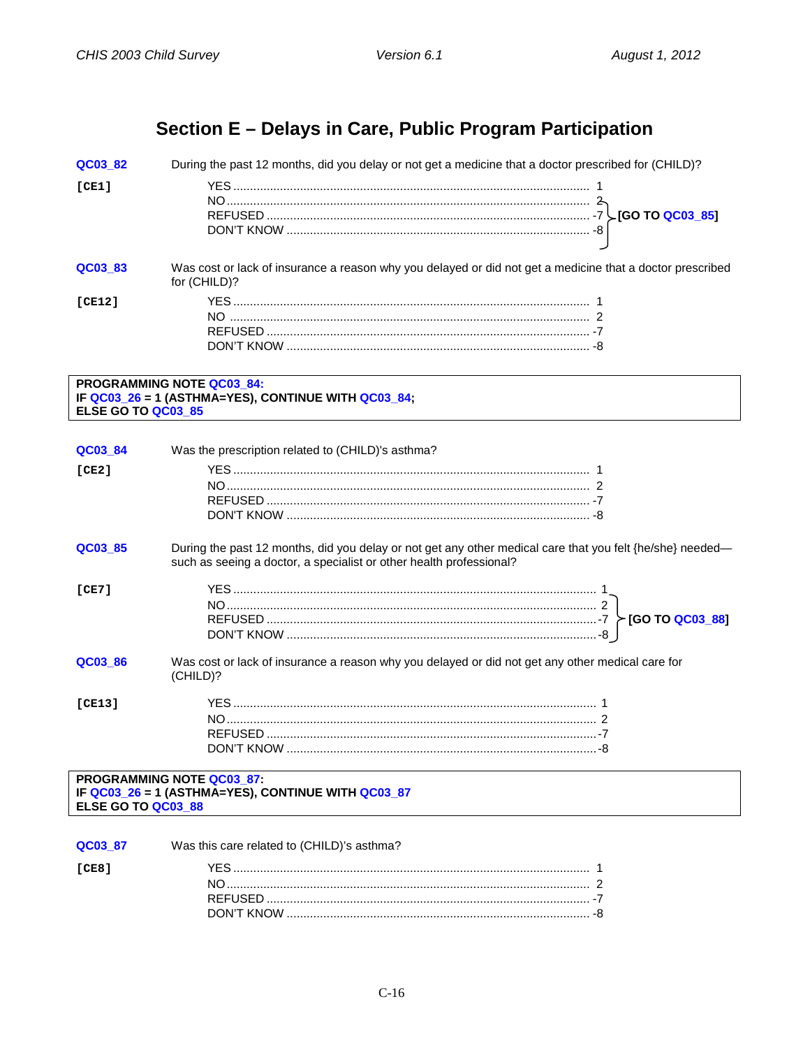# Section E – Delays in Care, Public Program Participation

**QC03_82** During the past 12 months, did you delay or not get a medicine that a doctor prescribed for (CHILD)?

**[CE1]**

| | | |
|---|---|---|
| YES | 1 | |
| NO | 2 | [GO TO QC03_85] |
| REFUSED | -7 | [GO TO QC03_85] |
| DON'T KNOW | -8 | [GO TO QC03_85] |

**QC03_83** Was cost or lack of insurance a reason why you delayed or did not get a medicine that a doctor prescribed for (CHILD)?

**[CE12]**

| | |
|---|---|
| YES | 1 |
| NO | 2 |
| REFUSED | -7 |
| DON'T KNOW | -8 |

> **PROGRAMMING NOTE QC03_84:**
> **IF QC03_26 = 1 (ASTHMA=YES), CONTINUE WITH QC03_84;**
> **ELSE GO TO QC03_85**

**QC03_84** Was the prescription related to (CHILD)'s asthma?

**[CE2]**

| | |
|---|---|
| YES | 1 |
| NO | 2 |
| REFUSED | -7 |
| DON'T KNOW | -8 |

**QC03_85** During the past 12 months, did you delay or not get any other medical care that you felt {he/she} needed—such as seeing a doctor, a specialist or other health professional?

**[CE7]**

| | | |
|---|---|---|
| YES | 1 | |
| NO | 2 | [GO TO QC03_88] |
| REFUSED | -7 | [GO TO QC03_88] |
| DON'T KNOW | -8 | [GO TO QC03_88] |

**QC03_86** Was cost or lack of insurance a reason why you delayed or did not get any other medical care for (CHILD)?

**[CE13]**

| | |
|---|---|
| YES | 1 |
| NO | 2 |
| REFUSED | -7 |
| DON'T KNOW | -8 |

> **PROGRAMMING NOTE QC03_87:**
> **IF QC03_26 = 1 (ASTHMA=YES), CONTINUE WITH QC03_87**
> **ELSE GO TO QC03_88**

**QC03_87** Was this care related to (CHILD)'s asthma?

**[CE8]**

| | |
|---|---|
| YES | 1 |
| NO | 2 |
| REFUSED | -7 |
| DON'T KNOW | -8 |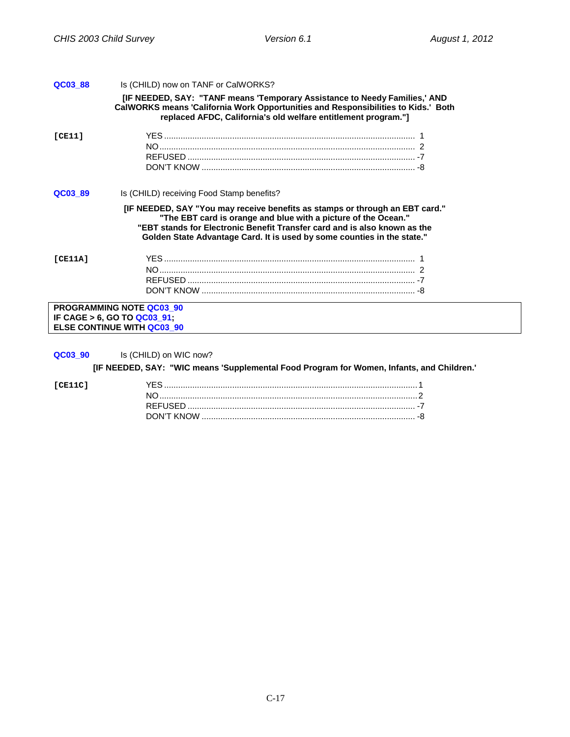**QC03_88** Is (CHILD) now on TANF or CalWORKS?

**[IF NEEDED, SAY: "TANF means 'Temporary Assistance to Needy Families,' AND CalWORKS means 'California Work Opportunities and Responsibilities to Kids.' Both replaced AFDC, California's old welfare entitlement program."]**

**[CE11]**

| | |
|---|---|
| YES | 1 |
| NO | 2 |
| REFUSED | -7 |
| DON'T KNOW | -8 |

**QC03_89** Is (CHILD) receiving Food Stamp benefits?

**[IF NEEDED, SAY "You may receive benefits as stamps or through an EBT card." "The EBT card is orange and blue with a picture of the Ocean." "EBT stands for Electronic Benefit Transfer card and is also known as the Golden State Advantage Card. It is used by some counties in the state."**

**[CE11A]**

| | |
|---|---|
| YES | 1 |
| NO | 2 |
| REFUSED | -7 |
| DON'T KNOW | -8 |

**PROGRAMMING NOTE QC03_90**
**IF CAGE > 6, GO TO QC03_91;**
**ELSE CONTINUE WITH QC03_90**

**QC03_90** Is (CHILD) on WIC now?

**[IF NEEDED, SAY: "WIC means 'Supplemental Food Program for Women, Infants, and Children.'**

**[CE11C]**

| | |
|---|---|
| YES | 1 |
| NO | 2 |
| REFUSED | -7 |
| DON'T KNOW | -8 |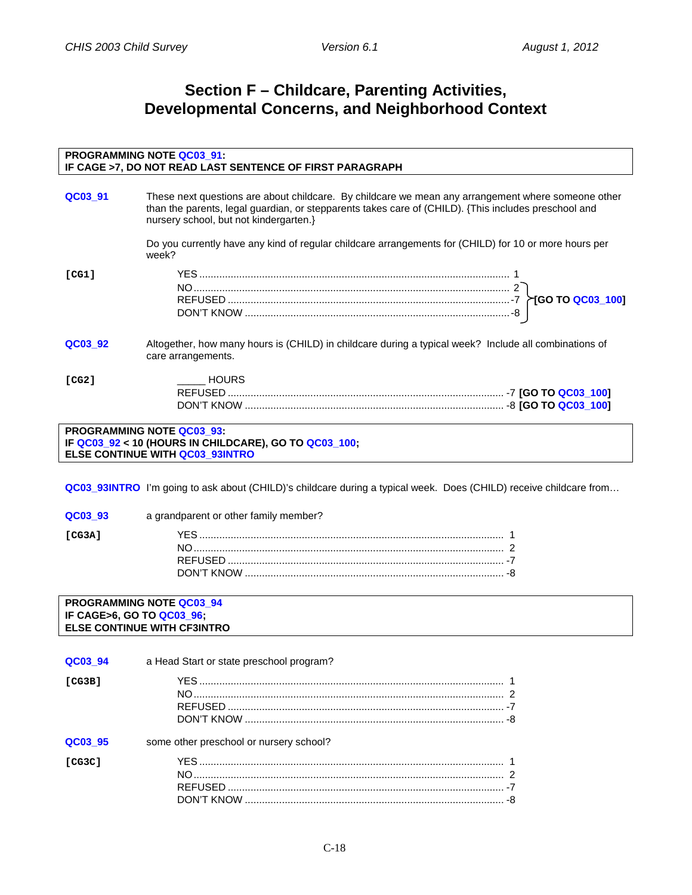# Section F – Childcare, Parenting Activities, Developmental Concerns, and Neighborhood Context

**PROGRAMMING NOTE QC03_91:**
**IF CAGE >7, DO NOT READ LAST SENTENCE OF FIRST PARAGRAPH**

**QC03_91** These next questions are about childcare. By childcare we mean any arrangement where someone other than the parents, legal guardian, or stepparents takes care of (CHILD). {This includes preschool and nursery school, but not kindergarten.}

Do you currently have any kind of regular childcare arrangements for (CHILD) for 10 or more hours per week?

**[CG1]**

- YES ........ 1
- NO ........ 2 **[GO TO QC03_100]**
- REFUSED ........ -7 **[GO TO QC03_100]**
- DON'T KNOW ........ -8 **[GO TO QC03_100]**

**QC03_92** Altogether, how many hours is (CHILD) in childcare during a typical week? Include all combinations of care arrangements.

**[CG2]**

- _____ HOURS
- REFUSED ........ -7 **[GO TO QC03_100]**
- DON'T KNOW ........ -8 **[GO TO QC03_100]**

**PROGRAMMING NOTE QC03_93:**
**IF QC03_92 < 10 (HOURS IN CHILDCARE), GO TO QC03_100;**
**ELSE CONTINUE WITH QC03_93INTRO**

**QC03_93INTRO** I'm going to ask about (CHILD)'s childcare during a typical week. Does (CHILD) receive childcare from…

**QC03_93** a grandparent or other family member?

**[CG3A]**

- YES ........ 1
- NO ........ 2
- REFUSED ........ -7
- DON'T KNOW ........ -8

**PROGRAMMING NOTE QC03_94**
**IF CAGE>6, GO TO QC03_96;**
**ELSE CONTINUE WITH CF3INTRO**

**QC03_94** a Head Start or state preschool program?

**[CG3B]**

- YES ........ 1
- NO ........ 2
- REFUSED ........ -7
- DON'T KNOW ........ -8

**QC03_95** some other preschool or nursery school?

**[CG3C]**

- YES ........ 1
- NO ........ 2
- REFUSED ........ -7
- DON'T KNOW ........ -8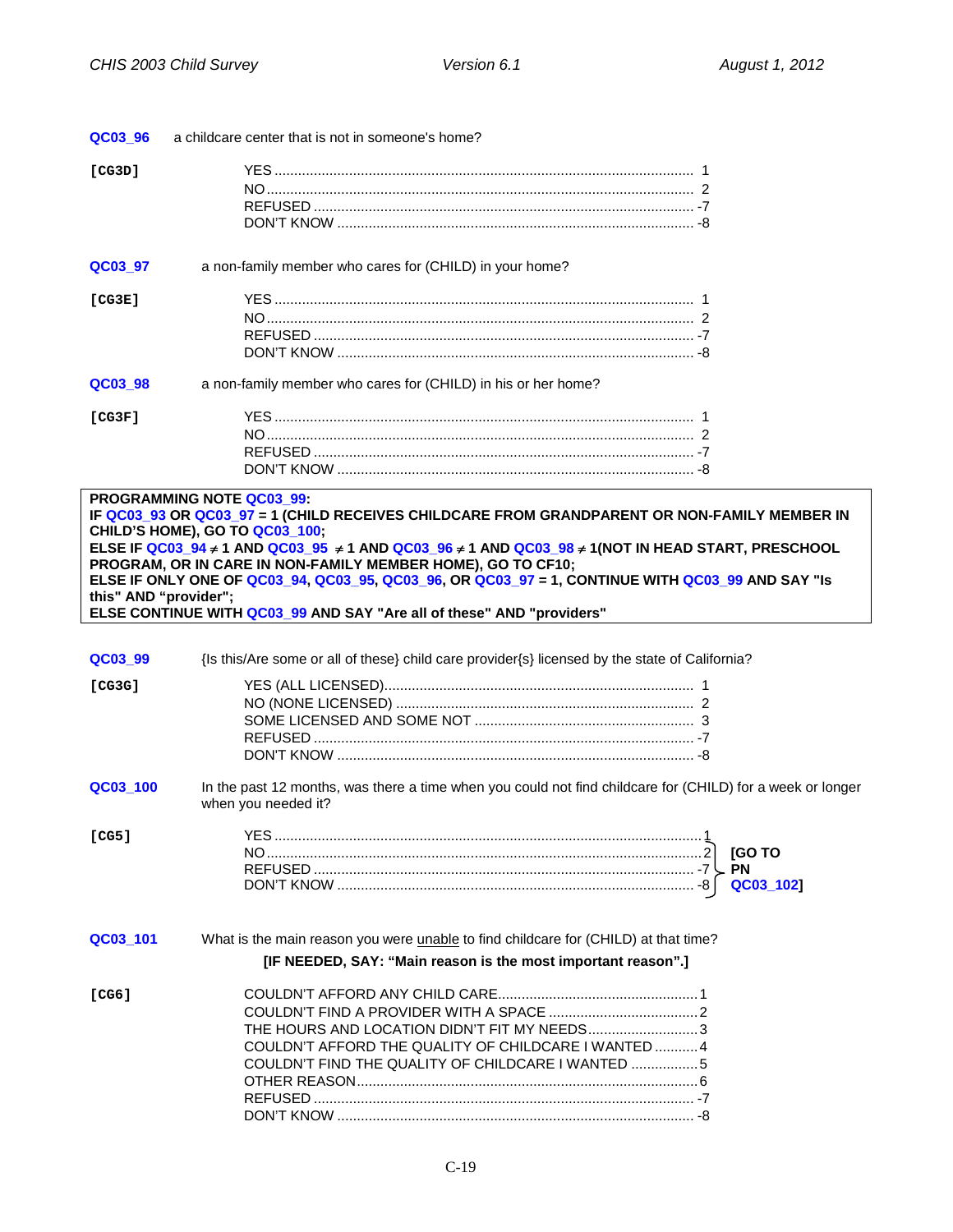**QC03_96** a childcare center that is not in someone's home?

**[CG3D]**

YES .......... 1
NO .......... 2
REFUSED .......... -7
DON'T KNOW .......... -8

**QC03_97** a non-family member who cares for (CHILD) in your home?

**[CG3E]**

YES .......... 1
NO .......... 2
REFUSED .......... -7
DON'T KNOW .......... -8

**QC03_98** a non-family member who cares for (CHILD) in his or her home?

**[CG3F]**

YES .......... 1
NO .......... 2
REFUSED .......... -7
DON'T KNOW .......... -8

> **PROGRAMMING NOTE QC03_99:**
> **IF QC03_93 OR QC03_97 = 1 (CHILD RECEIVES CHILDCARE FROM GRANDPARENT OR NON-FAMILY MEMBER IN CHILD'S HOME), GO TO QC03_100;**
> **ELSE IF QC03_94 ≠ 1 AND QC03_95 ≠ 1 AND QC03_96 ≠ 1 AND QC03_98 ≠ 1(NOT IN HEAD START, PRESCHOOL PROGRAM, OR IN CARE IN NON-FAMILY MEMBER HOME), GO TO CF10;**
> **ELSE IF ONLY ONE OF QC03_94, QC03_95, QC03_96, OR QC03_97 = 1, CONTINUE WITH QC03_99 AND SAY "Is this" AND "provider";**
> **ELSE CONTINUE WITH QC03_99 AND SAY "Are all of these" AND "providers"**

**QC03_99** {Is this/Are some or all of these} child care provider{s} licensed by the state of California?

**[CG3G]**

YES (ALL LICENSED) .......... 1
NO (NONE LICENSED) .......... 2
SOME LICENSED AND SOME NOT .......... 3
REFUSED .......... -7
DON'T KNOW .......... -8

**QC03_100** In the past 12 months, was there a time when you could not find childcare for (CHILD) for a week or longer when you needed it?

**[CG5]**

YES .......... 1
NO .......... 2 **[GO TO PN QC03_102]**
REFUSED .......... -7 **[GO TO PN QC03_102]**
DON'T KNOW .......... -8 **[GO TO PN QC03_102]**

**QC03_101** What is the main reason you were unable to find childcare for (CHILD) at that time?

**[IF NEEDED, SAY: "Main reason is the most important reason".]**

**[CG6]**

COULDN'T AFFORD ANY CHILD CARE .......... 1
COULDN'T FIND A PROVIDER WITH A SPACE .......... 2
THE HOURS AND LOCATION DIDN'T FIT MY NEEDS .......... 3
COULDN'T AFFORD THE QUALITY OF CHILDCARE I WANTED .......... 4
COULDN'T FIND THE QUALITY OF CHILDCARE I WANTED .......... 5
OTHER REASON .......... 6
REFUSED .......... -7
DON'T KNOW .......... -8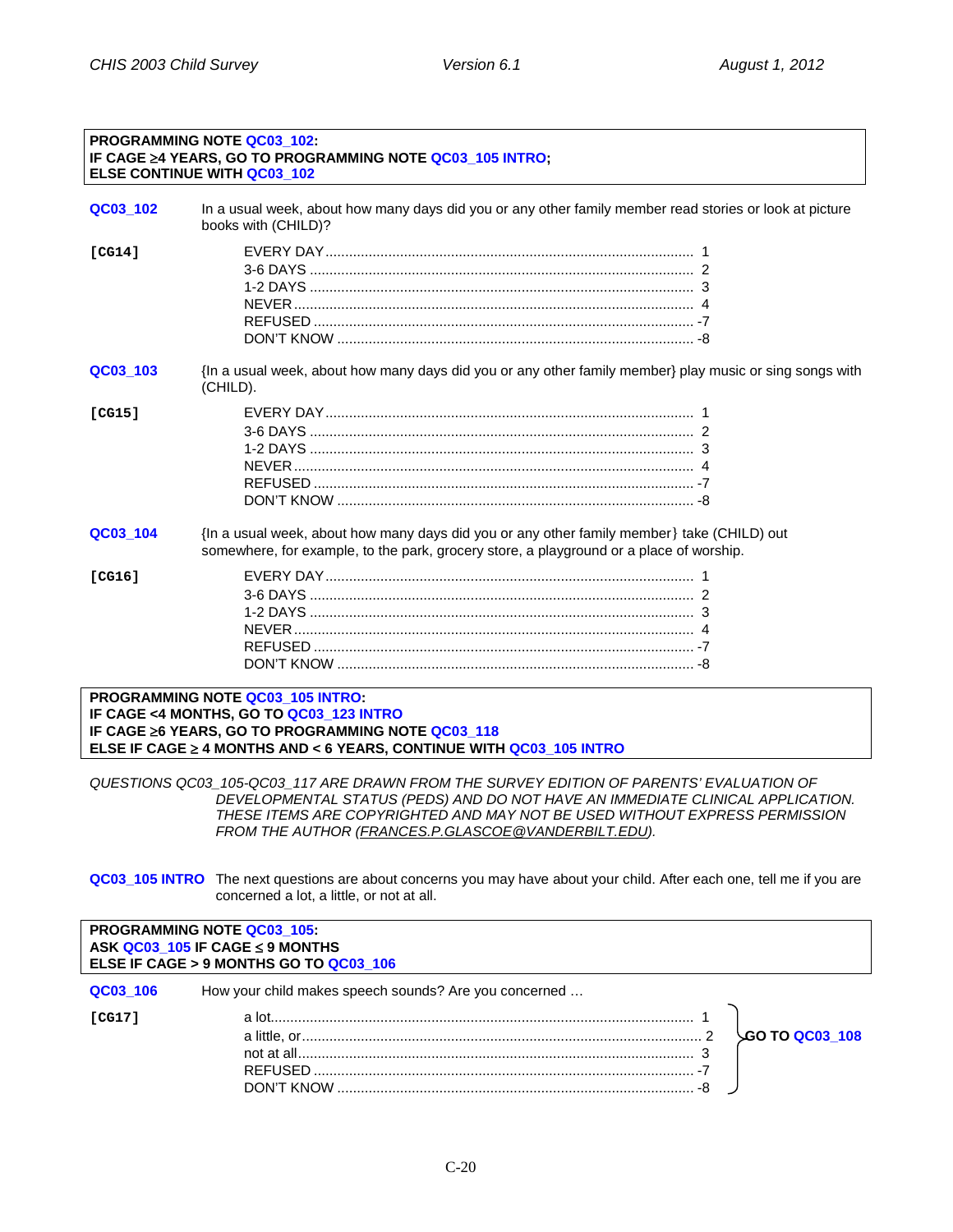**PROGRAMMING NOTE QC03_102:**
**IF CAGE ≥4 YEARS, GO TO PROGRAMMING NOTE QC03_105 INTRO;**
**ELSE CONTINUE WITH QC03_102**

**QC03_102** In a usual week, about how many days did you or any other family member read stories or look at picture books with (CHILD)?

**[CG14]**

| | |
|---|---|
| EVERY DAY | 1 |
| 3-6 DAYS | 2 |
| 1-2 DAYS | 3 |
| NEVER | 4 |
| REFUSED | -7 |
| DON'T KNOW | -8 |

**QC03_103** {In a usual week, about how many days did you or any other family member} play music or sing songs with (CHILD).

**[CG15]**

| | |
|---|---|
| EVERY DAY | 1 |
| 3-6 DAYS | 2 |
| 1-2 DAYS | 3 |
| NEVER | 4 |
| REFUSED | -7 |
| DON'T KNOW | -8 |

**QC03_104** {In a usual week, about how many days did you or any other family member} take (CHILD) out somewhere, for example, to the park, grocery store, a playground or a place of worship.

**[CG16]**

| | |
|---|---|
| EVERY DAY | 1 |
| 3-6 DAYS | 2 |
| 1-2 DAYS | 3 |
| NEVER | 4 |
| REFUSED | -7 |
| DON'T KNOW | -8 |

**PROGRAMMING NOTE QC03_105 INTRO:**
**IF CAGE <4 MONTHS, GO TO QC03_123 INTRO**
**IF CAGE ≥6 YEARS, GO TO PROGRAMMING NOTE QC03_118**
**ELSE IF CAGE ≥ 4 MONTHS AND < 6 YEARS, CONTINUE WITH QC03_105 INTRO**

*QUESTIONS QC03_105-QC03_117 ARE DRAWN FROM THE SURVEY EDITION OF PARENTS' EVALUATION OF DEVELOPMENTAL STATUS (PEDS) AND DO NOT HAVE AN IMMEDIATE CLINICAL APPLICATION. THESE ITEMS ARE COPYRIGHTED AND MAY NOT BE USED WITHOUT EXPRESS PERMISSION FROM THE AUTHOR (FRANCES.P.GLASCOE@VANDERBILT.EDU).*

**QC03_105 INTRO** The next questions are about concerns you may have about your child. After each one, tell me if you are concerned a lot, a little, or not at all.

**PROGRAMMING NOTE QC03_105:**
**ASK QC03_105 IF CAGE ≤ 9 MONTHS**
**ELSE IF CAGE > 9 MONTHS GO TO QC03_106**

**QC03_106** How your child makes speech sounds? Are you concerned …

**[CG17]**

| | | |
|---|---|---|
| a lot | 1 | GO TO QC03_108 |
| a little, or | 2 | GO TO QC03_108 |
| not at all | 3 | GO TO QC03_108 |
| REFUSED | -7 | GO TO QC03_108 |
| DON'T KNOW | -8 | GO TO QC03_108 |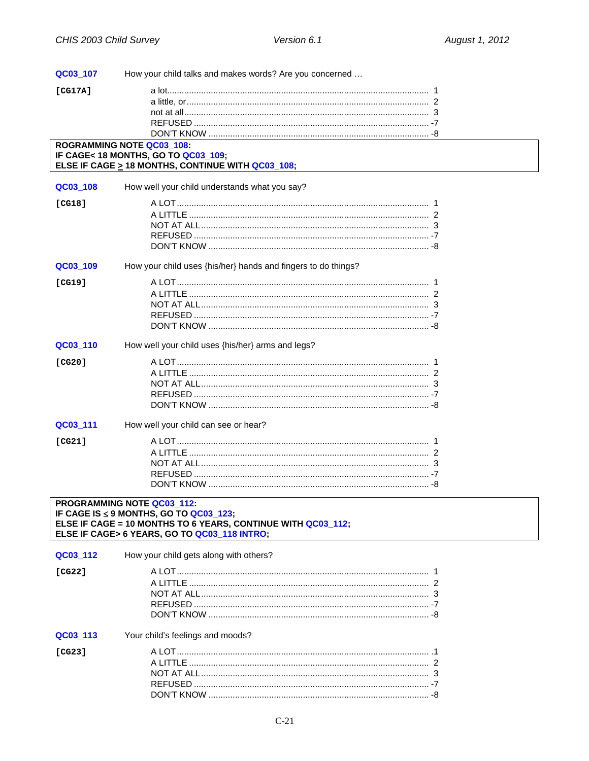**QC03_107** How your child talks and makes words? Are you concerned …

**[CG17A]**

| | |
|---|---|
| a lot | 1 |
| a little, or | 2 |
| not at all | 3 |
| REFUSED | -7 |
| DON'T KNOW | -8 |

> **ROGRAMMING NOTE QC03_108:**
> **IF CAGE< 18 MONTHS, GO TO QC03_109;**
> **ELSE IF CAGE ≥ 18 MONTHS, CONTINUE WITH QC03_108;**

**QC03_108** How well your child understands what you say?

**[CG18]**

| | |
|---|---|
| A LOT | 1 |
| A LITTLE | 2 |
| NOT AT ALL | 3 |
| REFUSED | -7 |
| DON'T KNOW | -8 |

**QC03_109** How your child uses {his/her} hands and fingers to do things?

**[CG19]**

| | |
|---|---|
| A LOT | 1 |
| A LITTLE | 2 |
| NOT AT ALL | 3 |
| REFUSED | -7 |
| DON'T KNOW | -8 |

**QC03_110** How well your child uses {his/her} arms and legs?

**[CG20]**

| | |
|---|---|
| A LOT | 1 |
| A LITTLE | 2 |
| NOT AT ALL | 3 |
| REFUSED | -7 |
| DON'T KNOW | -8 |

**QC03_111** How well your child can see or hear?

**[CG21]**

| | |
|---|---|
| A LOT | 1 |
| A LITTLE | 2 |
| NOT AT ALL | 3 |
| REFUSED | -7 |
| DON'T KNOW | -8 |

> **PROGRAMMING NOTE QC03_112:**
> **IF CAGE IS ≤ 9 MONTHS, GO TO QC03_123;**
> **ELSE IF CAGE = 10 MONTHS TO 6 YEARS, CONTINUE WITH QC03_112;**
> **ELSE IF CAGE> 6 YEARS, GO TO QC03_118 INTRO;**

**QC03_112** How your child gets along with others?

**[CG22]**

| | |
|---|---|
| A LOT | 1 |
| A LITTLE | 2 |
| NOT AT ALL | 3 |
| REFUSED | -7 |
| DON'T KNOW | -8 |

**QC03_113** Your child's feelings and moods?

**[CG23]**

| | |
|---|---|
| A LOT | .1 |
| A LITTLE | 2 |
| NOT AT ALL | 3 |
| REFUSED | -7 |
| DON'T KNOW | -8 |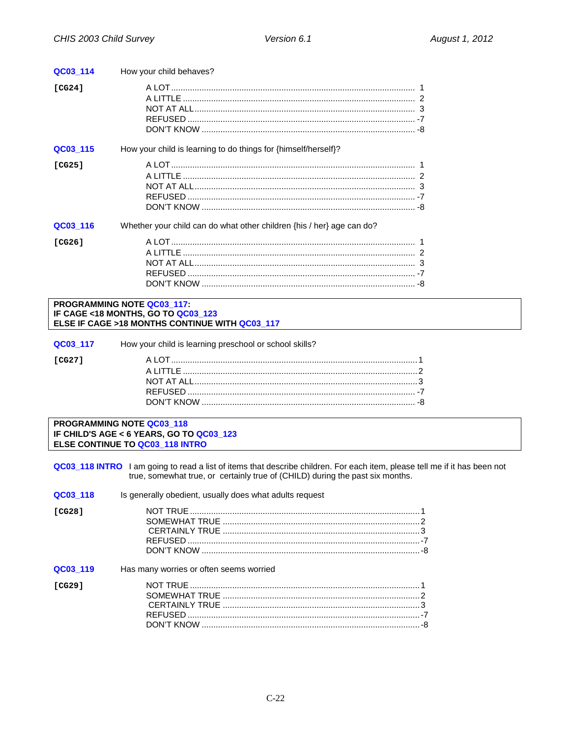**QC03_114** How your child behaves?

**[CG24]**

A LOT ........................................................................................ 1
A LITTLE .................................................................................... 2
NOT AT ALL ................................................................................ 3
REFUSED ................................................................................... -7
DON'T KNOW ............................................................................. -8

**QC03_115** How your child is learning to do things for {himself/herself}?

**[CG25]**

A LOT ........................................................................................ 1
A LITTLE .................................................................................... 2
NOT AT ALL ................................................................................ 3
REFUSED ................................................................................... -7
DON'T KNOW ............................................................................. -8

**QC03_116** Whether your child can do what other children {his / her} age can do?

**[CG26]**

A LOT ........................................................................................ 1
A LITTLE .................................................................................... 2
NOT AT ALL ................................................................................ 3
REFUSED ................................................................................... -7
DON'T KNOW ............................................................................. -8

**PROGRAMMING NOTE QC03_117:**
**IF CAGE <18 MONTHS, GO TO QC03_123**
**ELSE IF CAGE >18 MONTHS CONTINUE WITH QC03_117**

**QC03_117** How your child is learning preschool or school skills?

**[CG27]**

A LOT ........................................................................................ 1
A LITTLE .................................................................................... 2
NOT AT ALL ................................................................................ 3
REFUSED ................................................................................... -7
DON'T KNOW ............................................................................. -8

**PROGRAMMING NOTE QC03_118**
**IF CHILD'S AGE < 6 YEARS, GO TO QC03_123**
**ELSE CONTINUE TO QC03_118 INTRO**

**QC03_118 INTRO** I am going to read a list of items that describe children. For each item, please tell me if it has been not true, somewhat true, or certainly true of (CHILD) during the past six months.

**QC03_118** Is generally obedient, usually does what adults request

**[CG28]**

NOT TRUE ................................................................................... 1
SOMEWHAT TRUE ...................................................................... 2
CERTAINLY TRUE ...................................................................... 3
REFUSED ................................................................................... -7
DON'T KNOW ............................................................................. -8

**QC03_119** Has many worries or often seems worried

**[CG29]**

NOT TRUE ................................................................................... 1
SOMEWHAT TRUE ...................................................................... 2
CERTAINLY TRUE ...................................................................... 3
REFUSED ................................................................................... -7
DON'T KNOW ............................................................................. -8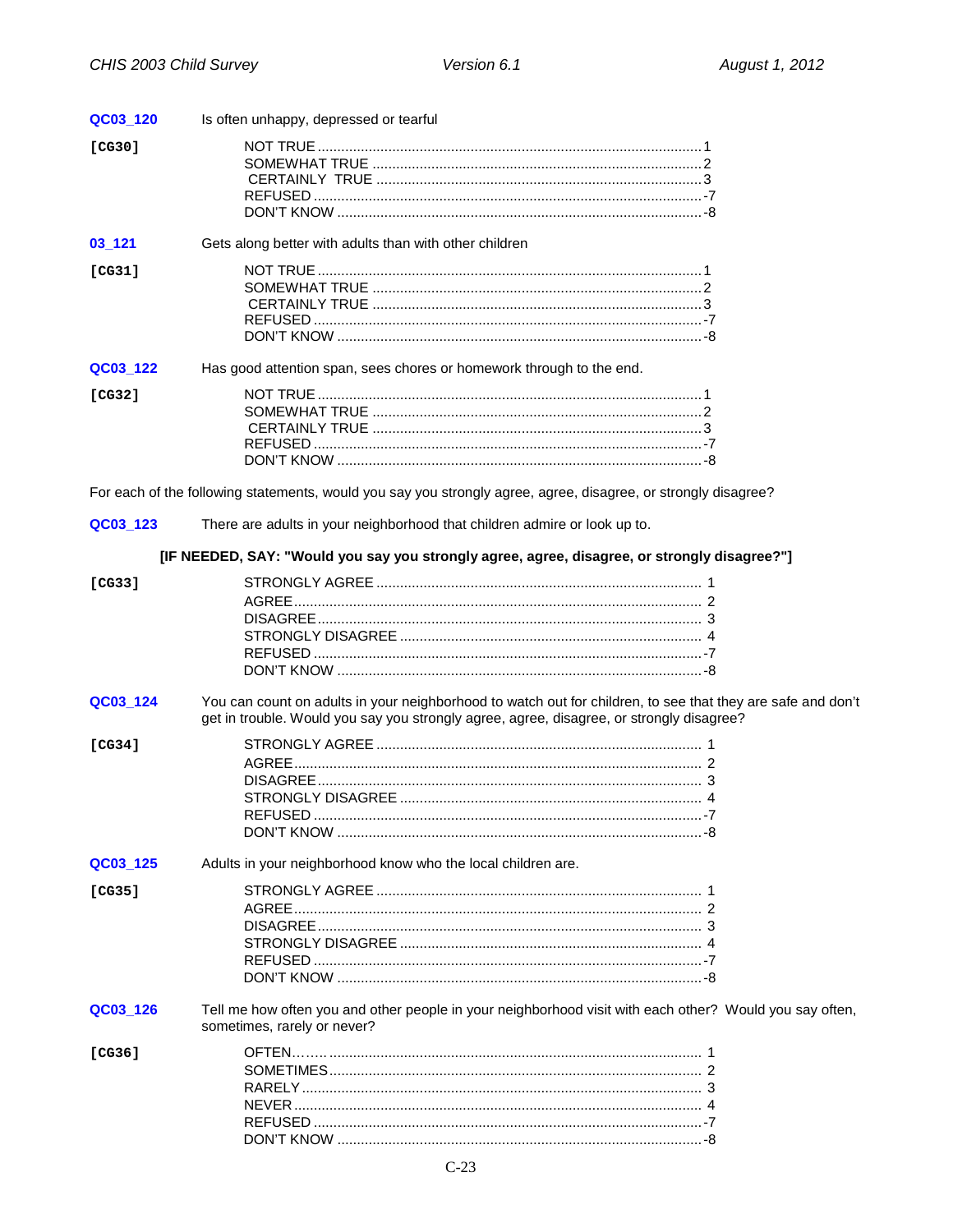**QC03_120** Is often unhappy, depressed or tearful

**[CG30]**

NOT TRUE ........ 1
SOMEWHAT TRUE ........ 2
CERTAINLY TRUE ........ 3
REFUSED ........ -7
DON'T KNOW ........ -8

**03_121** Gets along better with adults than with other children

**[CG31]**

NOT TRUE ........ 1
SOMEWHAT TRUE ........ 2
CERTAINLY TRUE ........ 3
REFUSED ........ -7
DON'T KNOW ........ -8

**QC03_122** Has good attention span, sees chores or homework through to the end.

**[CG32]**

NOT TRUE ........ 1
SOMEWHAT TRUE ........ 2
CERTAINLY TRUE ........ 3
REFUSED ........ -7
DON'T KNOW ........ -8

For each of the following statements, would you say you strongly agree, agree, disagree, or strongly disagree?

**QC03_123** There are adults in your neighborhood that children admire or look up to.

**[IF NEEDED, SAY: "Would you say you strongly agree, agree, disagree, or strongly disagree?"]**

**[CG33]**

STRONGLY AGREE ........ 1
AGREE ........ 2
DISAGREE ........ 3
STRONGLY DISAGREE ........ 4
REFUSED ........ -7
DON'T KNOW ........ -8

**QC03_124** You can count on adults in your neighborhood to watch out for children, to see that they are safe and don't get in trouble. Would you say you strongly agree, agree, disagree, or strongly disagree?

**[CG34]**

STRONGLY AGREE ........ 1
AGREE ........ 2
DISAGREE ........ 3
STRONGLY DISAGREE ........ 4
REFUSED ........ -7
DON'T KNOW ........ -8

**QC03_125** Adults in your neighborhood know who the local children are.

**[CG35]**

STRONGLY AGREE ........ 1
AGREE ........ 2
DISAGREE ........ 3
STRONGLY DISAGREE ........ 4
REFUSED ........ -7
DON'T KNOW ........ -8

**QC03_126** Tell me how often you and other people in your neighborhood visit with each other? Would you say often, sometimes, rarely or never?

**[CG36]**

OFTEN........ 1
SOMETIMES ........ 2
RARELY ........ 3
NEVER ........ 4
REFUSED ........ -7
DON'T KNOW ........ -8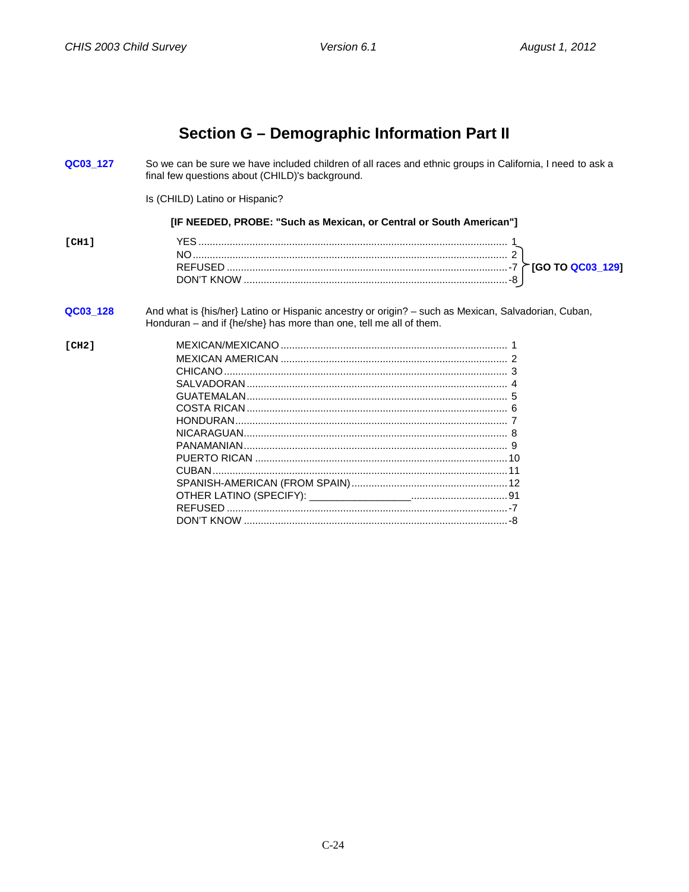# Section G – Demographic Information Part II

**QC03_127** So we can be sure we have included children of all races and ethnic groups in California, I need to ask a final few questions about (CHILD)'s background.

Is (CHILD) Latino or Hispanic?

**[IF NEEDED, PROBE: "Such as Mexican, or Central or South American"]**

**[CH1]**

| | | |
|---|---|---|
| YES | 1 | |
| NO | 2 | [GO TO QC03_129] |
| REFUSED | -7 | [GO TO QC03_129] |
| DON'T KNOW | -8 | [GO TO QC03_129] |

**QC03_128** And what is {his/her} Latino or Hispanic ancestry or origin? – such as Mexican, Salvadorian, Cuban, Honduran – and if {he/she} has more than one, tell me all of them.

**[CH2]**

| | |
|---|---|
| MEXICAN/MEXICANO | 1 |
| MEXICAN AMERICAN | 2 |
| CHICANO | 3 |
| SALVADORAN | 4 |
| GUATEMALAN | 5 |
| COSTA RICAN | 6 |
| HONDURAN | 7 |
| NICARAGUAN | 8 |
| PANAMANIAN | 9 |
| PUERTO RICAN | 10 |
| CUBAN | 11 |
| SPANISH-AMERICAN (FROM SPAIN) | 12 |
| OTHER LATINO (SPECIFY): _________________ | 91 |
| REFUSED | -7 |
| DON'T KNOW | -8 |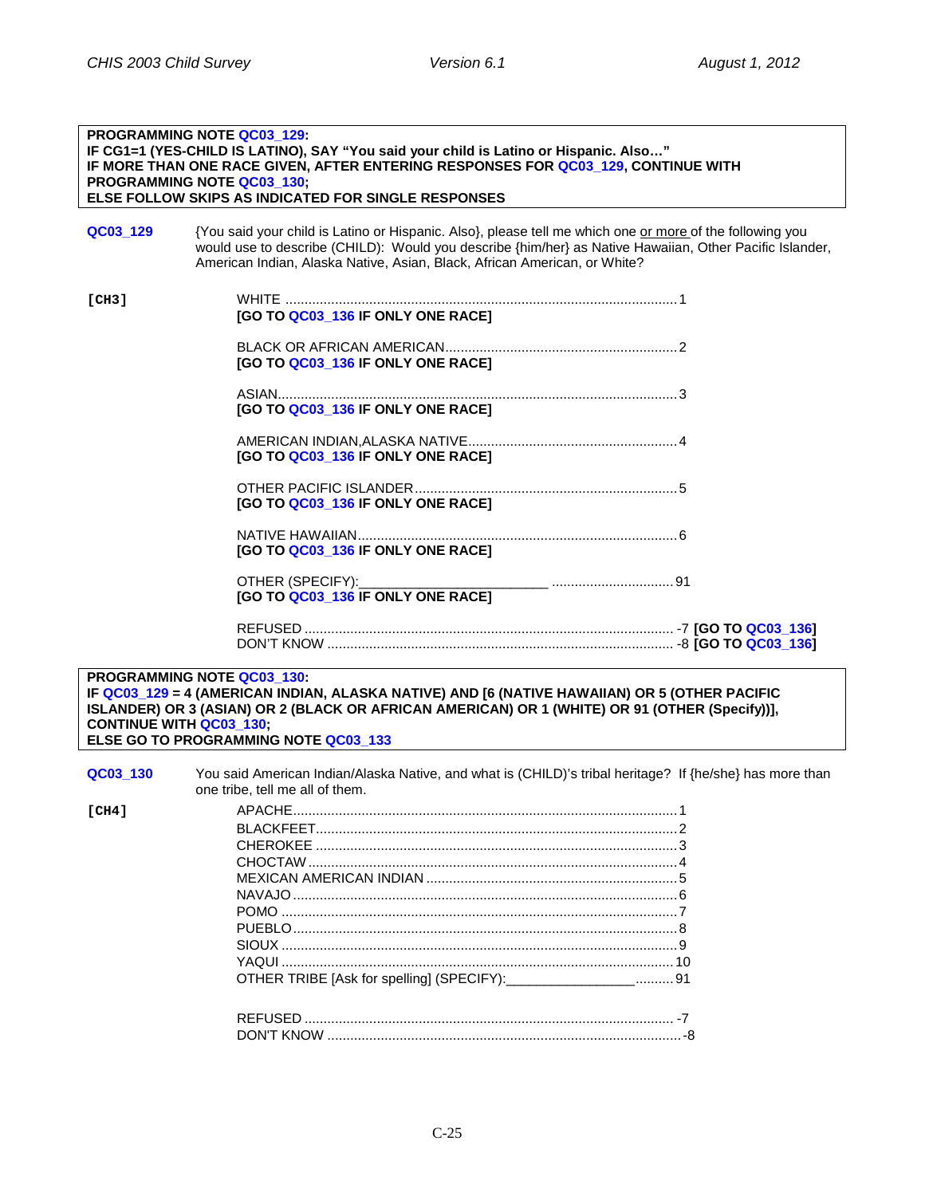**PROGRAMMING NOTE QC03_129:**
**IF CG1=1 (YES-CHILD IS LATINO), SAY "You said your child is Latino or Hispanic. Also…"**
**IF MORE THAN ONE RACE GIVEN, AFTER ENTERING RESPONSES FOR QC03_129, CONTINUE WITH PROGRAMMING NOTE QC03_130;**
**ELSE FOLLOW SKIPS AS INDICATED FOR SINGLE RESPONSES**

**QC03_129** {You said your child is Latino or Hispanic. Also}, please tell me which one or more of the following you would use to describe (CHILD): Would you describe {him/her} as Native Hawaiian, Other Pacific Islander, American Indian, Alaska Native, Asian, Black, African American, or White?

**[CH3]**

WHITE .......... 1
**[GO TO QC03_136 IF ONLY ONE RACE]**

BLACK OR AFRICAN AMERICAN .......... 2
**[GO TO QC03_136 IF ONLY ONE RACE]**

ASIAN .......... 3
**[GO TO QC03_136 IF ONLY ONE RACE]**

AMERICAN INDIAN,ALASKA NATIVE .......... 4
**[GO TO QC03_136 IF ONLY ONE RACE]**

OTHER PACIFIC ISLANDER .......... 5
**[GO TO QC03_136 IF ONLY ONE RACE]**

NATIVE HAWAIIAN .......... 6
**[GO TO QC03_136 IF ONLY ONE RACE]**

OTHER (SPECIFY):________________________ .......... 91
**[GO TO QC03_136 IF ONLY ONE RACE]**

REFUSED .......... -7 **[GO TO QC03_136]**
DON'T KNOW .......... -8 **[GO TO QC03_136]**

**PROGRAMMING NOTE QC03_130:**
**IF QC03_129 = 4 (AMERICAN INDIAN, ALASKA NATIVE) AND [6 (NATIVE HAWAIIAN) OR 5 (OTHER PACIFIC ISLANDER) OR 3 (ASIAN) OR 2 (BLACK OR AFRICAN AMERICAN) OR 1 (WHITE) OR 91 (OTHER (Specify))], CONTINUE WITH QC03_130;**
**ELSE GO TO PROGRAMMING NOTE QC03_133**

**QC03_130** You said American Indian/Alaska Native, and what is (CHILD)'s tribal heritage? If {he/she} has more than one tribe, tell me all of them.

**[CH4]**

APACHE .......... 1
BLACKFEET .......... 2
CHEROKEE .......... 3
CHOCTAW .......... 4
MEXICAN AMERICAN INDIAN .......... 5
NAVAJO .......... 6
POMO .......... 7
PUEBLO .......... 8
SIOUX .......... 9
YAQUI .......... 10
OTHER TRIBE [Ask for spelling] (SPECIFY):________________ .......... 91

REFUSED .......... -7
DON'T KNOW .......... -8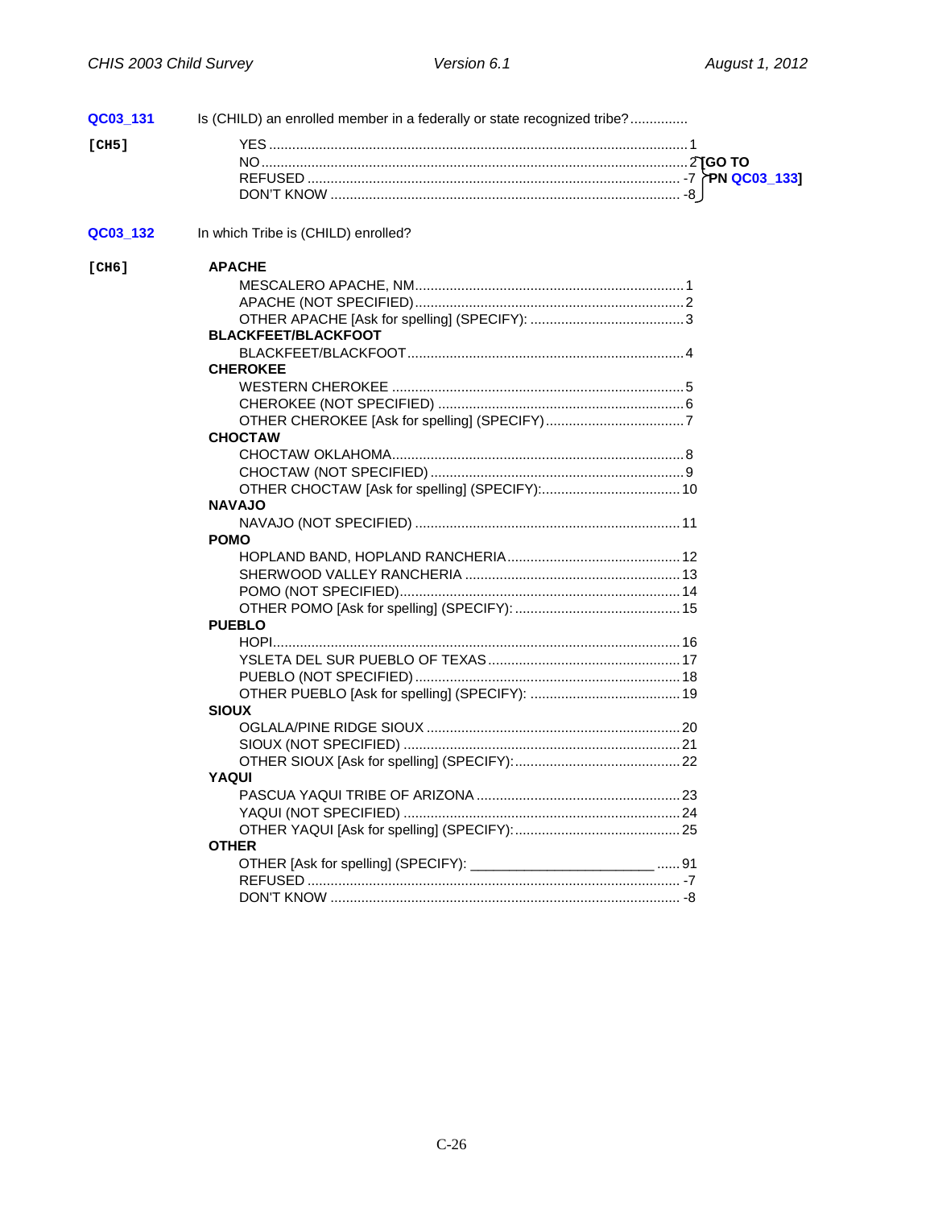**QC03_131** Is (CHILD) an enrolled member in a federally or state recognized tribe?..............

**[CH5]**

YES ............................................................ 1
NO ............................................................ 2 [GO TO PN QC03_133]
REFUSED ............................................................ -7 [GO TO PN QC03_133]
DON'T KNOW ............................................................ -8 [GO TO PN QC03_133]

**QC03_132** In which Tribe is (CHILD) enrolled?

**[CH6]**

**APACHE**
MESCALERO APACHE, NM............................................................ 1
APACHE (NOT SPECIFIED)............................................................ 2
OTHER APACHE [Ask for spelling] (SPECIFY): ............................................................ 3

**BLACKFEET/BLACKFOOT**
BLACKFEET/BLACKFOOT............................................................ 4

**CHEROKEE**
WESTERN CHEROKEE ............................................................ 5
CHEROKEE (NOT SPECIFIED) ............................................................ 6
OTHER CHEROKEE [Ask for spelling] (SPECIFY)............................................................ 7

**CHOCTAW**
CHOCTAW OKLAHOMA............................................................ 8
CHOCTAW (NOT SPECIFIED) ............................................................ 9
OTHER CHOCTAW [Ask for spelling] (SPECIFY):............................................................ 10

**NAVAJO**
NAVAJO (NOT SPECIFIED) ............................................................ 11

**POMO**
HOPLAND BAND, HOPLAND RANCHERIA............................................................ 12
SHERWOOD VALLEY RANCHERIA ............................................................ 13
POMO (NOT SPECIFIED)............................................................ 14
OTHER POMO [Ask for spelling] (SPECIFY): ............................................................ 15

**PUEBLO**
HOPI............................................................ 16
YSLETA DEL SUR PUEBLO OF TEXAS ............................................................ 17
PUEBLO (NOT SPECIFIED) ............................................................ 18
OTHER PUEBLO [Ask for spelling] (SPECIFY): ............................................................ 19

**SIOUX**
OGLALA/PINE RIDGE SIOUX ............................................................ 20
SIOUX (NOT SPECIFIED) ............................................................ 21
OTHER SIOUX [Ask for spelling] (SPECIFY):............................................................ 22

**YAQUI**
PASCUA YAQUI TRIBE OF ARIZONA ............................................................ 23
YAQUI (NOT SPECIFIED) ............................................................ 24
OTHER YAQUI [Ask for spelling] (SPECIFY):............................................................ 25

**OTHER**
OTHER [Ask for spelling] (SPECIFY): ________________________ ...... 91
REFUSED ............................................................ -7
DON'T KNOW ............................................................ -8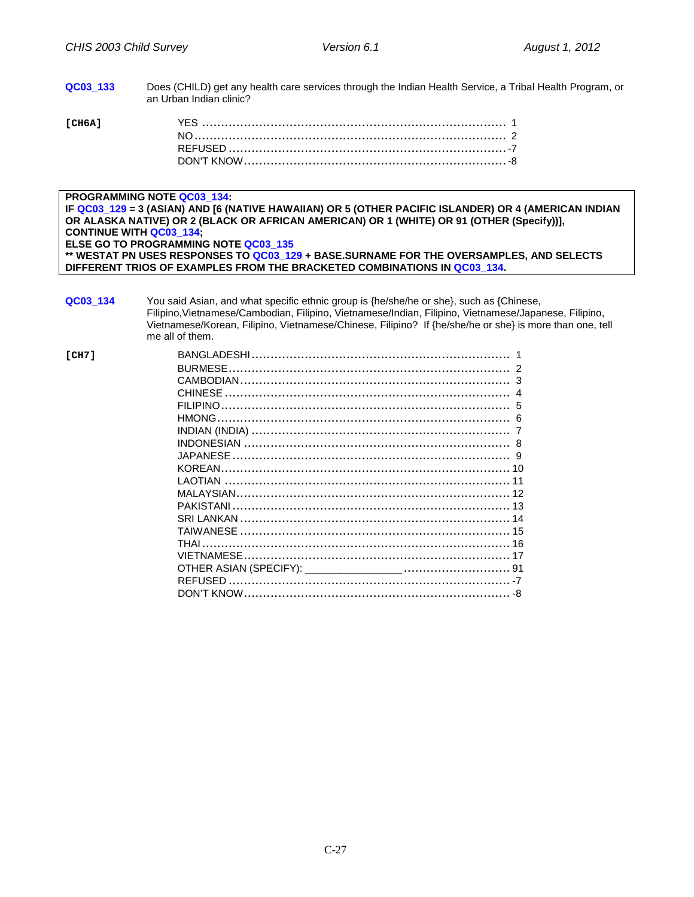**QC03_133** Does (CHILD) get any health care services through the Indian Health Service, a Tribal Health Program, or an Urban Indian clinic?

**[CH6A]**

| | |
|---|---|
| YES | 1 |
| NO | 2 |
| REFUSED | -7 |
| DON'T KNOW | -8 |

**PROGRAMMING NOTE QC03_134:**
**IF QC03_129 = 3 (ASIAN) AND [6 (NATIVE HAWAIIAN) OR 5 (OTHER PACIFIC ISLANDER) OR 4 (AMERICAN INDIAN OR ALASKA NATIVE) OR 2 (BLACK OR AFRICAN AMERICAN) OR 1 (WHITE) OR 91 (OTHER (Specify))], CONTINUE WITH QC03_134;**
**ELSE GO TO PROGRAMMING NOTE QC03_135**
**** WESTAT PN USES RESPONSES TO QC03_129 + BASE.SURNAME FOR THE OVERSAMPLES, AND SELECTS DIFFERENT TRIOS OF EXAMPLES FROM THE BRACKETED COMBINATIONS IN QC03_134.**

**QC03_134** You said Asian, and what specific ethnic group is {he/she/he or she}, such as {Chinese, Filipino,Vietnamese/Cambodian, Filipino, Vietnamese/Indian, Filipino, Vietnamese/Japanese, Filipino, Vietnamese/Korean, Filipino, Vietnamese/Chinese, Filipino? If {he/she/he or she} is more than one, tell me all of them.

**[CH7]**

| | |
|---|---|
| BANGLADESHI | 1 |
| BURMESE | 2 |
| CAMBODIAN | 3 |
| CHINESE | 4 |
| FILIPINO | 5 |
| HMONG | 6 |
| INDIAN (INDIA) | 7 |
| INDONESIAN | 8 |
| JAPANESE | 9 |
| KOREAN | 10 |
| LAOTIAN | 11 |
| MALAYSIAN | 12 |
| PAKISTANI | 13 |
| SRI LANKAN | 14 |
| TAIWANESE | 15 |
| THAI | 16 |
| VIETNAMESE | 17 |
| OTHER ASIAN (SPECIFY): _______________ | 91 |
| REFUSED | -7 |
| DON'T KNOW | -8 |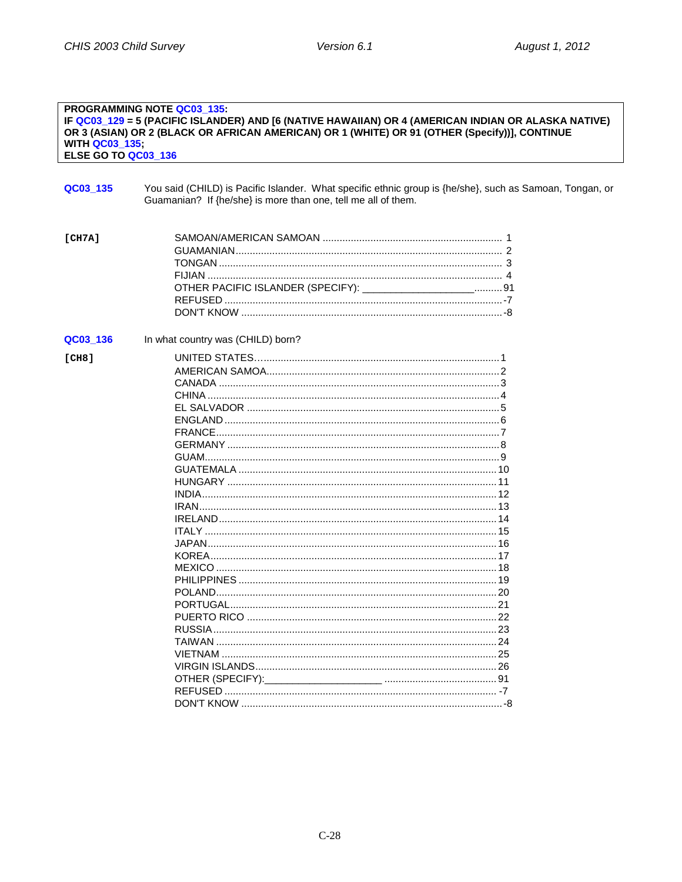**PROGRAMMING NOTE QC03_135:**
**IF QC03_129 = 5 (PACIFIC ISLANDER) AND [6 (NATIVE HAWAIIAN) OR 4 (AMERICAN INDIAN OR ALASKA NATIVE) OR 3 (ASIAN) OR 2 (BLACK OR AFRICAN AMERICAN) OR 1 (WHITE) OR 91 (OTHER (Specify))], CONTINUE WITH QC03_135;**
**ELSE GO TO QC03_136**

**QC03_135** You said (CHILD) is Pacific Islander. What specific ethnic group is {he/she}, such as Samoan, Tongan, or Guamanian? If {he/she} is more than one, tell me all of them.

**[CH7A]**

- SAMOAN/AMERICAN SAMOAN ........ 1
- GUAMANIAN ........ 2
- TONGAN ........ 3
- FIJIAN ........ 4
- OTHER PACIFIC ISLANDER (SPECIFY): ____________________ ........ 91
- REFUSED ........ -7
- DON'T KNOW ........ -8

**QC03_136** In what country was (CHILD) born?

**[CH8]**

- UNITED STATES ........ 1
- AMERICAN SAMOA ........ 2
- CANADA ........ 3
- CHINA ........ 4
- EL SALVADOR ........ 5
- ENGLAND ........ 6
- FRANCE ........ 7
- GERMANY ........ 8
- GUAM ........ 9
- GUATEMALA ........ 10
- HUNGARY ........ 11
- INDIA ........ 12
- IRAN ........ 13
- IRELAND ........ 14
- ITALY ........ 15
- JAPAN ........ 16
- KOREA ........ 17
- MEXICO ........ 18
- PHILIPPINES ........ 19
- POLAND ........ 20
- PORTUGAL ........ 21
- PUERTO RICO ........ 22
- RUSSIA ........ 23
- TAIWAN ........ 24
- VIETNAM ........ 25
- VIRGIN ISLANDS ........ 26
- OTHER (SPECIFY): ____________________ ........ 91
- REFUSED ........ -7
- DON'T KNOW ........ -8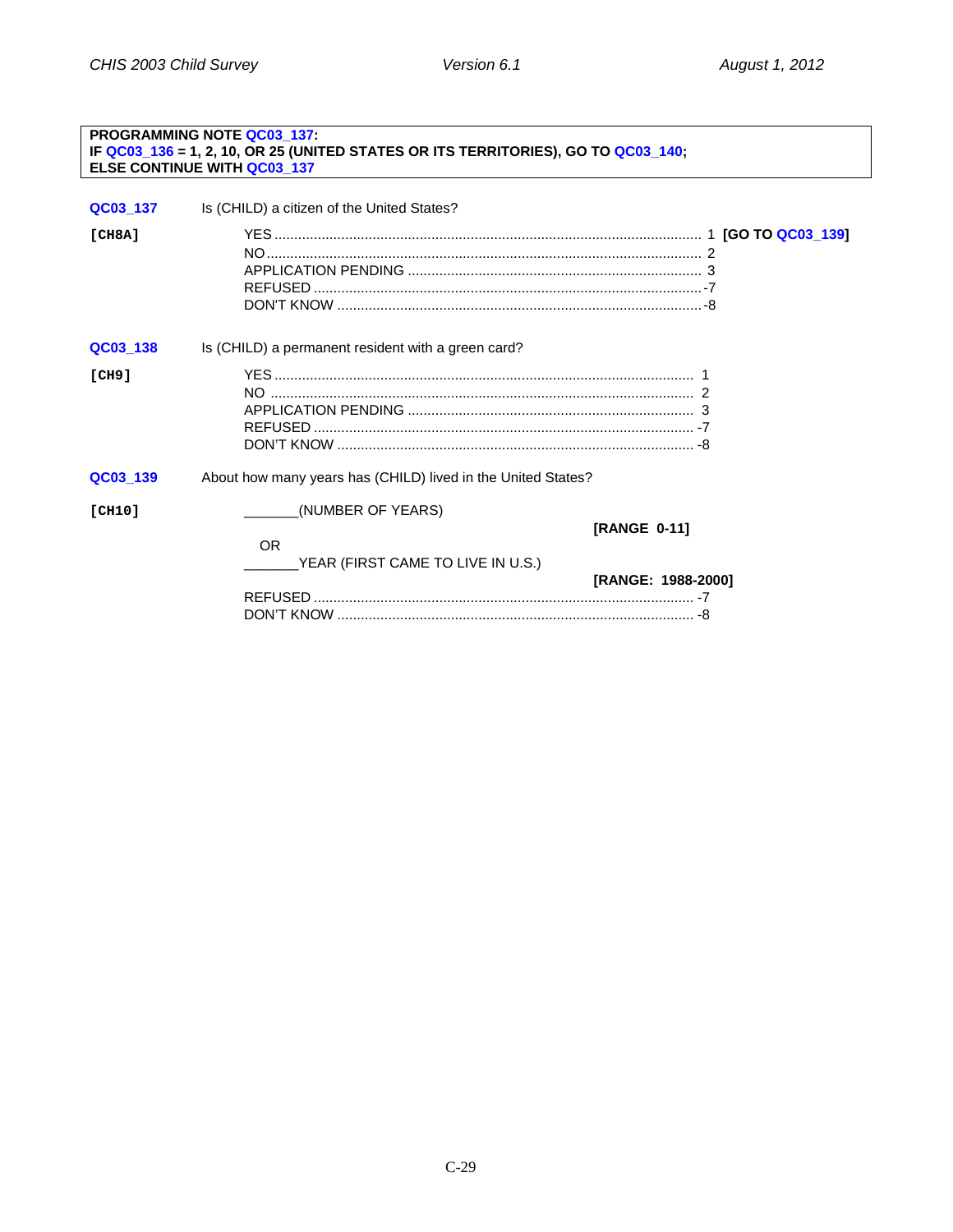**PROGRAMMING NOTE QC03_137:**
**IF QC03_136 = 1, 2, 10, OR 25 (UNITED STATES OR ITS TERRITORIES), GO TO QC03_140;**
**ELSE CONTINUE WITH QC03_137**

**QC03_137** Is (CHILD) a citizen of the United States?

**[CH8A]**

| | |
|---|---|
| YES | 1 **[GO TO QC03_139]** |
| NO | 2 |
| APPLICATION PENDING | 3 |
| REFUSED | -7 |
| DON'T KNOW | -8 |

**QC03_138** Is (CHILD) a permanent resident with a green card?

**[CH9]**

| | |
|---|---|
| YES | 1 |
| NO | 2 |
| APPLICATION PENDING | 3 |
| REFUSED | -7 |
| DON'T KNOW | -8 |

**QC03_139** About how many years has (CHILD) lived in the United States?

**[CH10]**

_______(NUMBER OF YEARS) **[RANGE 0-11]**

OR

_______YEAR (FIRST CAME TO LIVE IN U.S.) **[RANGE: 1988-2000]**

| | |
|---|---|
| REFUSED | -7 |
| DON'T KNOW | -8 |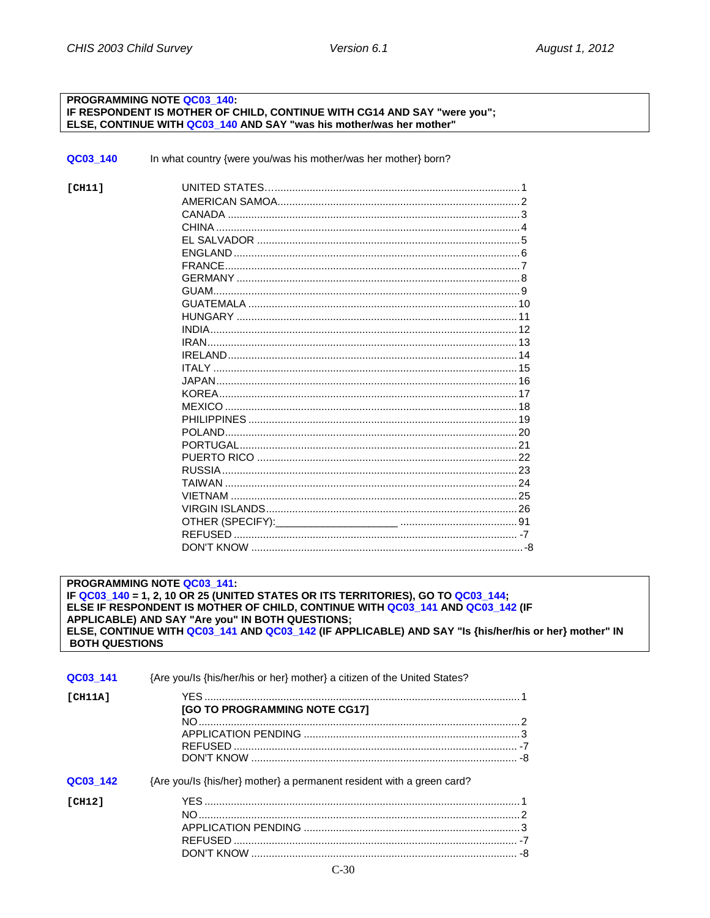**PROGRAMMING NOTE QC03_140:**
**IF RESPONDENT IS MOTHER OF CHILD, CONTINUE WITH CG14 AND SAY "were you"; ELSE, CONTINUE WITH QC03_140 AND SAY "was his mother/was her mother"**

**QC03_140** In what country {were you/was his mother/was her mother} born?

**[CH11]**

| | |
|---|---|
| UNITED STATES | 1 |
| AMERICAN SAMOA | 2 |
| CANADA | 3 |
| CHINA | 4 |
| EL SALVADOR | 5 |
| ENGLAND | 6 |
| FRANCE | 7 |
| GERMANY | 8 |
| GUAM | 9 |
| GUATEMALA | 10 |
| HUNGARY | 11 |
| INDIA | 12 |
| IRAN | 13 |
| IRELAND | 14 |
| ITALY | 15 |
| JAPAN | 16 |
| KOREA | 17 |
| MEXICO | 18 |
| PHILIPPINES | 19 |
| POLAND | 20 |
| PORTUGAL | 21 |
| PUERTO RICO | 22 |
| RUSSIA | 23 |
| TAIWAN | 24 |
| VIETNAM | 25 |
| VIRGIN ISLANDS | 26 |
| OTHER (SPECIFY):____________________ | 91 |
| REFUSED | -7 |
| DON'T KNOW | -8 |

**PROGRAMMING NOTE QC03_141:**
**IF QC03_140 = 1, 2, 10 OR 25 (UNITED STATES OR ITS TERRITORIES), GO TO QC03_144; ELSE IF RESPONDENT IS MOTHER OF CHILD, CONTINUE WITH QC03_141 AND QC03_142 (IF APPLICABLE) AND SAY "Are you" IN BOTH QUESTIONS; ELSE, CONTINUE WITH QC03_141 AND QC03_142 (IF APPLICABLE) AND SAY "Is {his/her/his or her} mother" IN BOTH QUESTIONS**

**QC03_141** {Are you/Is {his/her/his or her} mother} a citizen of the United States?

**[CH11A]**

| | |
|---|---|
| YES<br>**[GO TO PROGRAMMING NOTE CG17]** | 1 |
| NO | 2 |
| APPLICATION PENDING | 3 |
| REFUSED | -7 |
| DON'T KNOW | -8 |

**QC03_142** {Are you/Is {his/her} mother} a permanent resident with a green card?

**[CH12]**

| | |
|---|---|
| YES | 1 |
| NO | 2 |
| APPLICATION PENDING | 3 |
| REFUSED | -7 |
| DON'T KNOW | -8 |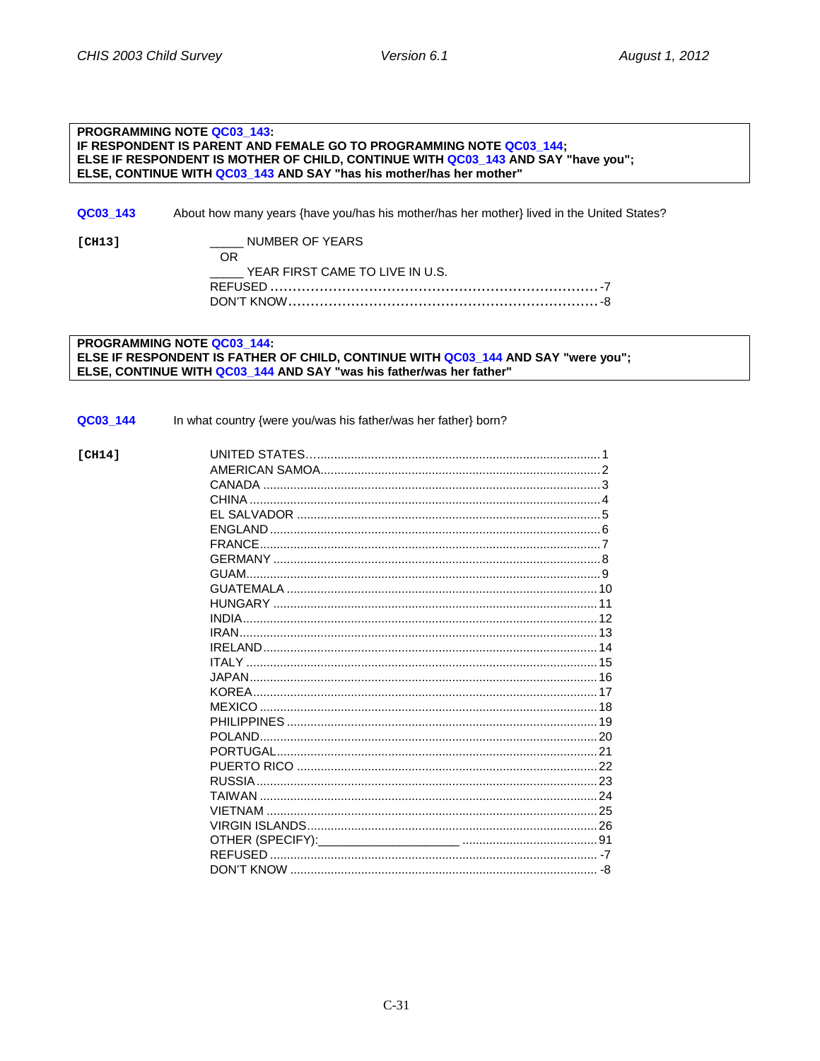**PROGRAMMING NOTE QC03_143:**
**IF RESPONDENT IS PARENT AND FEMALE GO TO PROGRAMMING NOTE QC03_144;**
**ELSE IF RESPONDENT IS MOTHER OF CHILD, CONTINUE WITH QC03_143 AND SAY "have you";**
**ELSE, CONTINUE WITH QC03_143 AND SAY "has his mother/has her mother"**

**QC03_143** About how many years {have you/has his mother/has her mother} lived in the United States?

**[CH13]**

_____ NUMBER OF YEARS

OR

_____ YEAR FIRST CAME TO LIVE IN U.S.

REFUSED .......................................................................... -7
DON'T KNOW ...................................................................... -8

**PROGRAMMING NOTE QC03_144:**
**ELSE IF RESPONDENT IS FATHER OF CHILD, CONTINUE WITH QC03_144 AND SAY "were you";**
**ELSE, CONTINUE WITH QC03_144 AND SAY "was his father/was her father"**

**QC03_144** In what country {were you/was his father/was her father} born?

**[CH14]**

UNITED STATES.................................................................................. 1
AMERICAN SAMOA.............................................................................. 2
CANADA ............................................................................................ 3
CHINA ................................................................................................ 4
EL SALVADOR .................................................................................. 5
ENGLAND .......................................................................................... 6
FRANCE ............................................................................................. 7
GERMANY ......................................................................................... 8
GUAM ................................................................................................. 9
GUATEMALA ..................................................................................... 10
HUNGARY ......................................................................................... 11
INDIA ................................................................................................. 12
IRAN .................................................................................................. 13
IRELAND ............................................................................................ 14
ITALY ................................................................................................. 15
JAPAN ................................................................................................ 16
KOREA ............................................................................................... 17
MEXICO ............................................................................................. 18
PHILIPPINES ..................................................................................... 19
POLAND ............................................................................................. 20
PORTUGAL ........................................................................................ 21
PUERTO RICO .................................................................................. 22
RUSSIA .............................................................................................. 23
TAIWAN ............................................................................................. 24
VIETNAM ........................................................................................... 25
VIRGIN ISLANDS ............................................................................... 26
OTHER (SPECIFY):____________________ ...................................... 91
REFUSED .......................................................................................... -7
DON'T KNOW ..................................................................................... -8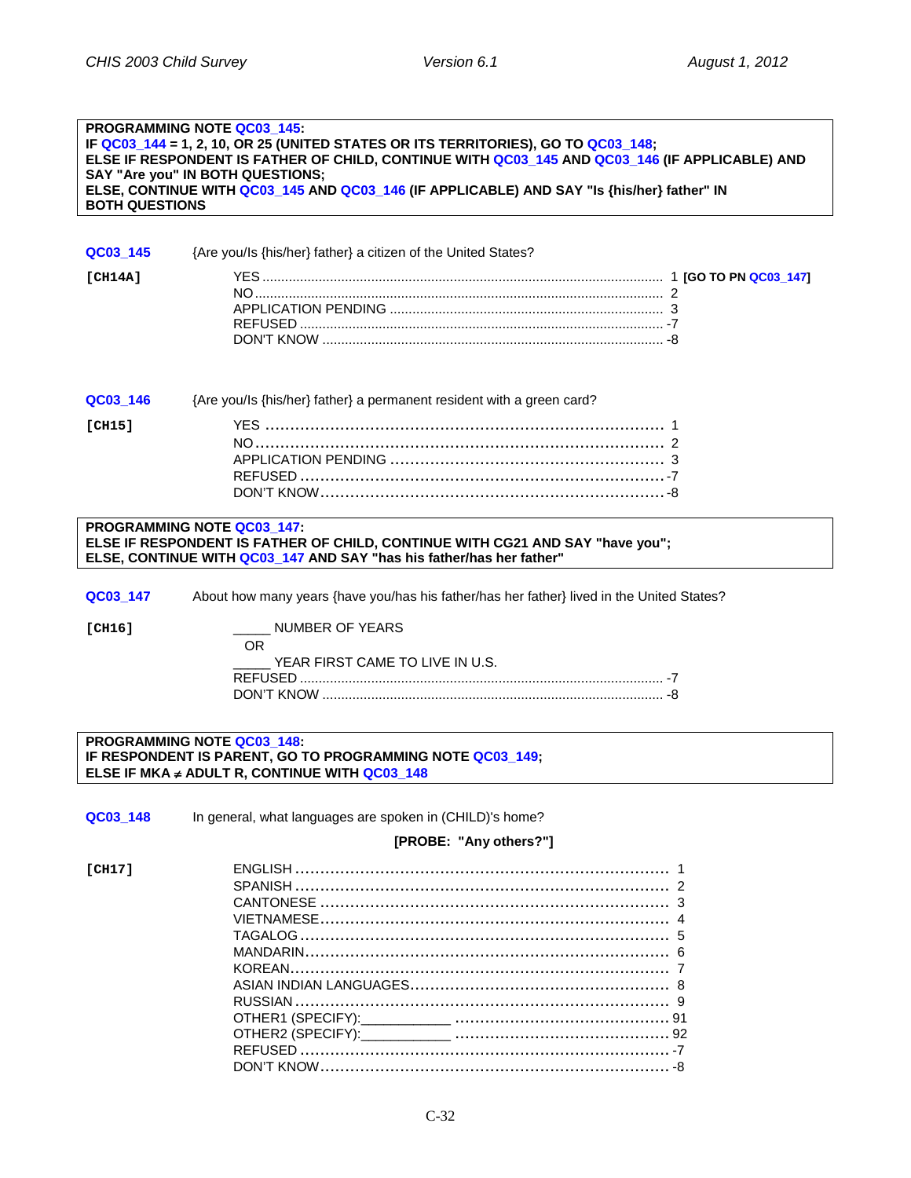**PROGRAMMING NOTE QC03_145:**
**IF QC03_144 = 1, 2, 10, OR 25 (UNITED STATES OR ITS TERRITORIES), GO TO QC03_148;**
**ELSE IF RESPONDENT IS FATHER OF CHILD, CONTINUE WITH QC03_145 AND QC03_146 (IF APPLICABLE) AND SAY "Are you" IN BOTH QUESTIONS;**
**ELSE, CONTINUE WITH QC03_145 AND QC03_146 (IF APPLICABLE) AND SAY "Is {his/her} father" IN BOTH QUESTIONS**

**QC03_145** {Are you/Is {his/her} father} a citizen of the United States?

**[CH14A]**

| | |
|---|---|
| YES | 1 **[GO TO PN QC03_147]** |
| NO | 2 |
| APPLICATION PENDING | 3 |
| REFUSED | -7 |
| DON'T KNOW | -8 |

**QC03_146** {Are you/Is {his/her} father} a permanent resident with a green card?

**[CH15]**

| | |
|---|---|
| YES | 1 |
| NO | 2 |
| APPLICATION PENDING | 3 |
| REFUSED | -7 |
| DON'T KNOW | -8 |

**PROGRAMMING NOTE QC03_147:**
**ELSE IF RESPONDENT IS FATHER OF CHILD, CONTINUE WITH CG21 AND SAY "have you";**
**ELSE, CONTINUE WITH QC03_147 AND SAY "has his father/has her father"**

**QC03_147** About how many years {have you/has his father/has her father} lived in the United States?

**[CH16]**

_____ NUMBER OF YEARS

OR

_____ YEAR FIRST CAME TO LIVE IN U.S.

| | |
|---|---|
| REFUSED | -7 |
| DON'T KNOW | -8 |

**PROGRAMMING NOTE QC03_148:**
**IF RESPONDENT IS PARENT, GO TO PROGRAMMING NOTE QC03_149;**
**ELSE IF MKA ≠ ADULT R, CONTINUE WITH QC03_148**

**QC03_148** In general, what languages are spoken in (CHILD)'s home?

**[PROBE: "Any others?"]**

**[CH17]**

| | |
|---|---|
| ENGLISH | 1 |
| SPANISH | 2 |
| CANTONESE | 3 |
| VIETNAMESE | 4 |
| TAGALOG | 5 |
| MANDARIN | 6 |
| KOREAN | 7 |
| ASIAN INDIAN LANGUAGES | 8 |
| RUSSIAN | 9 |
| OTHER1 (SPECIFY):___________ | 91 |
| OTHER2 (SPECIFY):___________ | 92 |
| REFUSED | -7 |
| DON'T KNOW | -8 |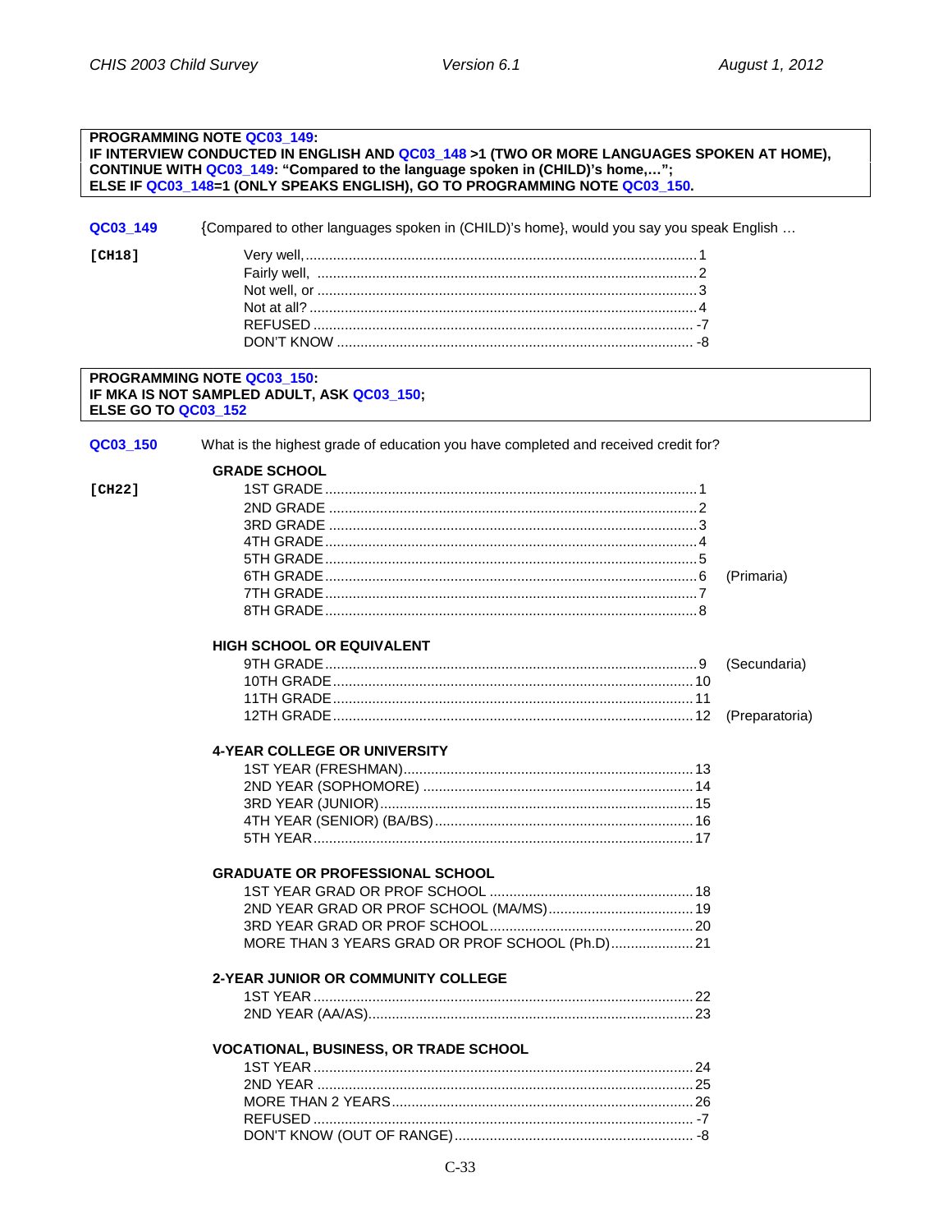**PROGRAMMING NOTE QC03_149:**
**IF INTERVIEW CONDUCTED IN ENGLISH AND QC03_148 >1 (TWO OR MORE LANGUAGES SPOKEN AT HOME), CONTINUE WITH QC03_149: "Compared to the language spoken in (CHILD)'s home,…";**
**ELSE IF QC03_148=1 (ONLY SPEAKS ENGLISH), GO TO PROGRAMMING NOTE QC03_150.**

**QC03_149** {Compared to other languages spoken in (CHILD)'s home}, would you say you speak English …

**[CH18]**

| | |
|---|---|
| Very well, | 1 |
| Fairly well, | 2 |
| Not well, or | 3 |
| Not at all? | 4 |
| REFUSED | -7 |
| DON'T KNOW | -8 |

**PROGRAMMING NOTE QC03_150:**
**IF MKA IS NOT SAMPLED ADULT, ASK QC03_150;**
**ELSE GO TO QC03_152**

**QC03_150** What is the highest grade of education you have completed and received credit for?

**[CH22]**

**GRADE SCHOOL**

| | | |
|---|---|---|
| 1ST GRADE | 1 | |
| 2ND GRADE | 2 | |
| 3RD GRADE | 3 | |
| 4TH GRADE | 4 | |
| 5TH GRADE | 5 | |
| 6TH GRADE | 6 | (Primaria) |
| 7TH GRADE | 7 | |
| 8TH GRADE | 8 | |

**HIGH SCHOOL OR EQUIVALENT**

| | | |
|---|---|---|
| 9TH GRADE | 9 | (Secundaria) |
| 10TH GRADE | 10 | |
| 11TH GRADE | 11 | |
| 12TH GRADE | 12 | (Preparatoria) |

**4-YEAR COLLEGE OR UNIVERSITY**

| | |
|---|---|
| 1ST YEAR (FRESHMAN) | 13 |
| 2ND YEAR (SOPHOMORE) | 14 |
| 3RD YEAR (JUNIOR) | 15 |
| 4TH YEAR (SENIOR) (BA/BS) | 16 |
| 5TH YEAR | 17 |

**GRADUATE OR PROFESSIONAL SCHOOL**

| | |
|---|---|
| 1ST YEAR GRAD OR PROF SCHOOL | 18 |
| 2ND YEAR GRAD OR PROF SCHOOL (MA/MS) | 19 |
| 3RD YEAR GRAD OR PROF SCHOOL | 20 |
| MORE THAN 3 YEARS GRAD OR PROF SCHOOL (Ph.D) | 21 |

**2-YEAR JUNIOR OR COMMUNITY COLLEGE**

| | |
|---|---|
| 1ST YEAR | 22 |
| 2ND YEAR (AA/AS) | 23 |

**VOCATIONAL, BUSINESS, OR TRADE SCHOOL**

| | |
|---|---|
| 1ST YEAR | 24 |
| 2ND YEAR | 25 |
| MORE THAN 2 YEARS | 26 |
| REFUSED | -7 |
| DON'T KNOW (OUT OF RANGE) | -8 |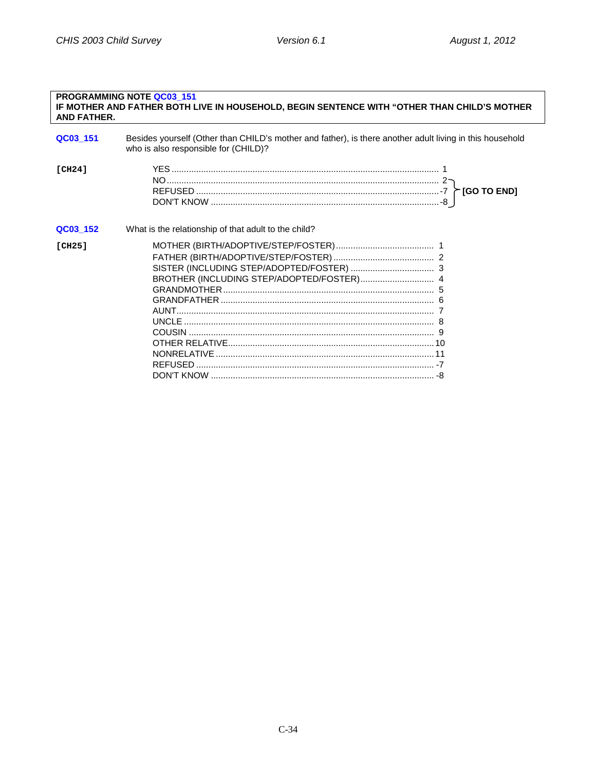**PROGRAMMING NOTE QC03_151**
**IF MOTHER AND FATHER BOTH LIVE IN HOUSEHOLD, BEGIN SENTENCE WITH "OTHER THAN CHILD'S MOTHER AND FATHER.**

**QC03_151** Besides yourself (Other than CHILD's mother and father), is there another adult living in this household who is also responsible for (CHILD)?

**[CH24]**

| | | |
|---|---|---|
| YES | 1 | |
| NO | 2 | **[GO TO END]** |
| REFUSED | -7 | **[GO TO END]** |
| DON'T KNOW | -8 | **[GO TO END]** |

**QC03_152** What is the relationship of that adult to the child?

**[CH25]**

| | |
|---|---|
| MOTHER (BIRTH/ADOPTIVE/STEP/FOSTER) | 1 |
| FATHER (BIRTH/ADOPTIVE/STEP/FOSTER) | 2 |
| SISTER (INCLUDING STEP/ADOPTED/FOSTER) | 3 |
| BROTHER (INCLUDING STEP/ADOPTED/FOSTER) | 4 |
| GRANDMOTHER | 5 |
| GRANDFATHER | 6 |
| AUNT | 7 |
| UNCLE | 8 |
| COUSIN | 9 |
| OTHER RELATIVE | 10 |
| NONRELATIVE | 11 |
| REFUSED | -7 |
| DON'T KNOW | -8 |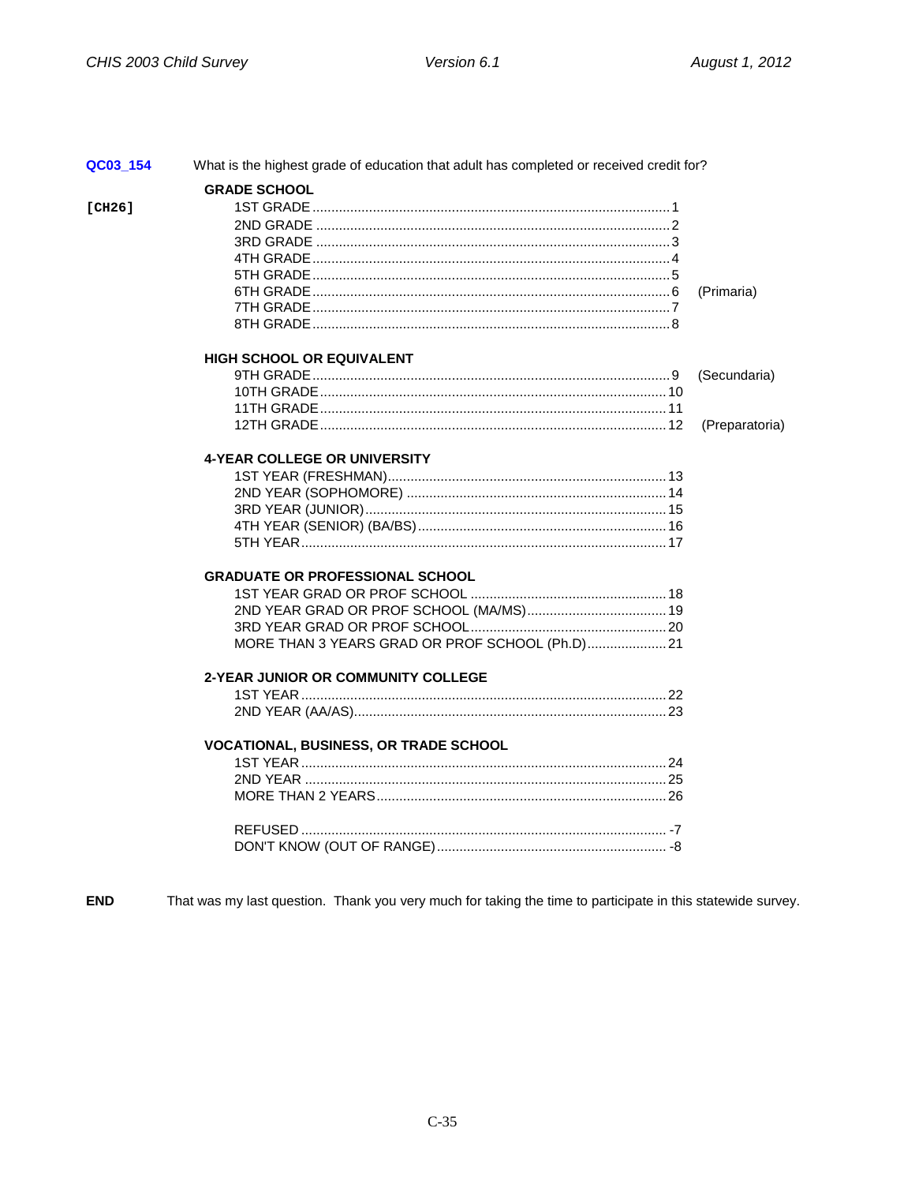**QC03_154** What is the highest grade of education that adult has completed or received credit for?

**[CH26]**

**GRADE SCHOOL**

- 1ST GRADE .......... 1
- 2ND GRADE .......... 2
- 3RD GRADE .......... 3
- 4TH GRADE .......... 4
- 5TH GRADE .......... 5
- 6TH GRADE .......... 6 (Primaria)
- 7TH GRADE .......... 7
- 8TH GRADE .......... 8

**HIGH SCHOOL OR EQUIVALENT**

- 9TH GRADE .......... 9 (Secundaria)
- 10TH GRADE .......... 10
- 11TH GRADE .......... 11
- 12TH GRADE .......... 12 (Preparatoria)

**4-YEAR COLLEGE OR UNIVERSITY**

- 1ST YEAR (FRESHMAN) .......... 13
- 2ND YEAR (SOPHOMORE) .......... 14
- 3RD YEAR (JUNIOR) .......... 15
- 4TH YEAR (SENIOR) (BA/BS) .......... 16
- 5TH YEAR .......... 17

**GRADUATE OR PROFESSIONAL SCHOOL**

- 1ST YEAR GRAD OR PROF SCHOOL .......... 18
- 2ND YEAR GRAD OR PROF SCHOOL (MA/MS) .......... 19
- 3RD YEAR GRAD OR PROF SCHOOL .......... 20
- MORE THAN 3 YEARS GRAD OR PROF SCHOOL (Ph.D) .......... 21

**2-YEAR JUNIOR OR COMMUNITY COLLEGE**

- 1ST YEAR .......... 22
- 2ND YEAR (AA/AS) .......... 23

**VOCATIONAL, BUSINESS, OR TRADE SCHOOL**

- 1ST YEAR .......... 24
- 2ND YEAR .......... 25
- MORE THAN 2 YEARS .......... 26

- REFUSED .......... -7
- DON'T KNOW (OUT OF RANGE) .......... -8

**END** That was my last question. Thank you very much for taking the time to participate in this statewide survey.